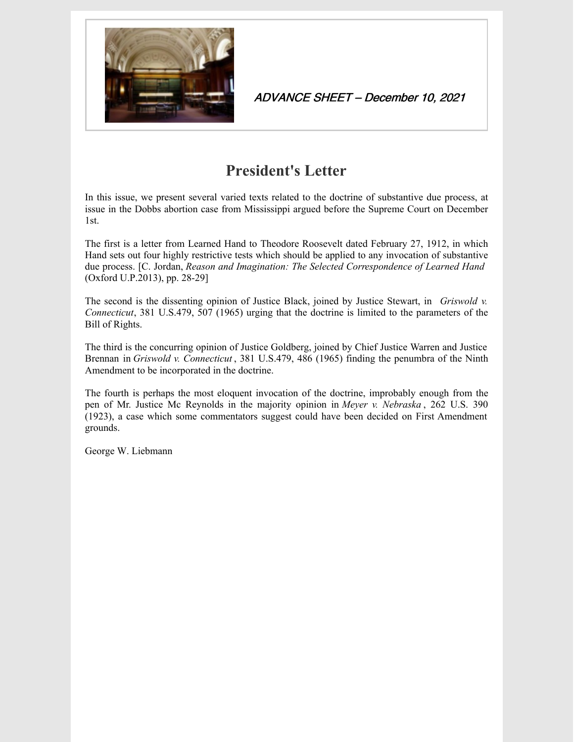*ADVANCE SHEET – December 10, 2021*

# President's Letter

In this issue, we present several varied texts related to the doctrine of substantive due process, at issue in the Dobbs abortion case from Mississippi argued before the Supreme Court on December 1st.

The first is a letter from Learned Hand to Theodore Roosevelt dated February 27, 1912, in which Hand sets out four highly restrictive tests which should be applied to any invocation of substantive due process. [C. Jordan, *Reason and Imagination: The Selected Correspondence of Learned Hand* (Oxford U.P.2013), pp. 28-29]

The second is the dissenting opinion of Justice Black, joined by Justice Stewart, in *Griswold v. Connecticut*, 381 U.S.479, 507 (1965) urging that the doctrine is limited to the parameters of the Bill of Rights.

The third is the concurring opinion of Justice Goldberg, joined by Chief Justice Warren and Justice Brennan in *Griswold v. Connecticut* , 381 U.S.479, 486 (1965) finding the penumbra of the Ninth Amendment to be incorporated in the doctrine.

The fourth is perhaps the most eloquent invocation of the doctrine, improbably enough from the pen of Mr. Justice Mc Reynolds in the majority opinion in *Meyer v. Nebraska* , 262 U.S. 390 (1923), a case which some commentators suggest could have been decided on First Amendment grounds.

George W. Liebmann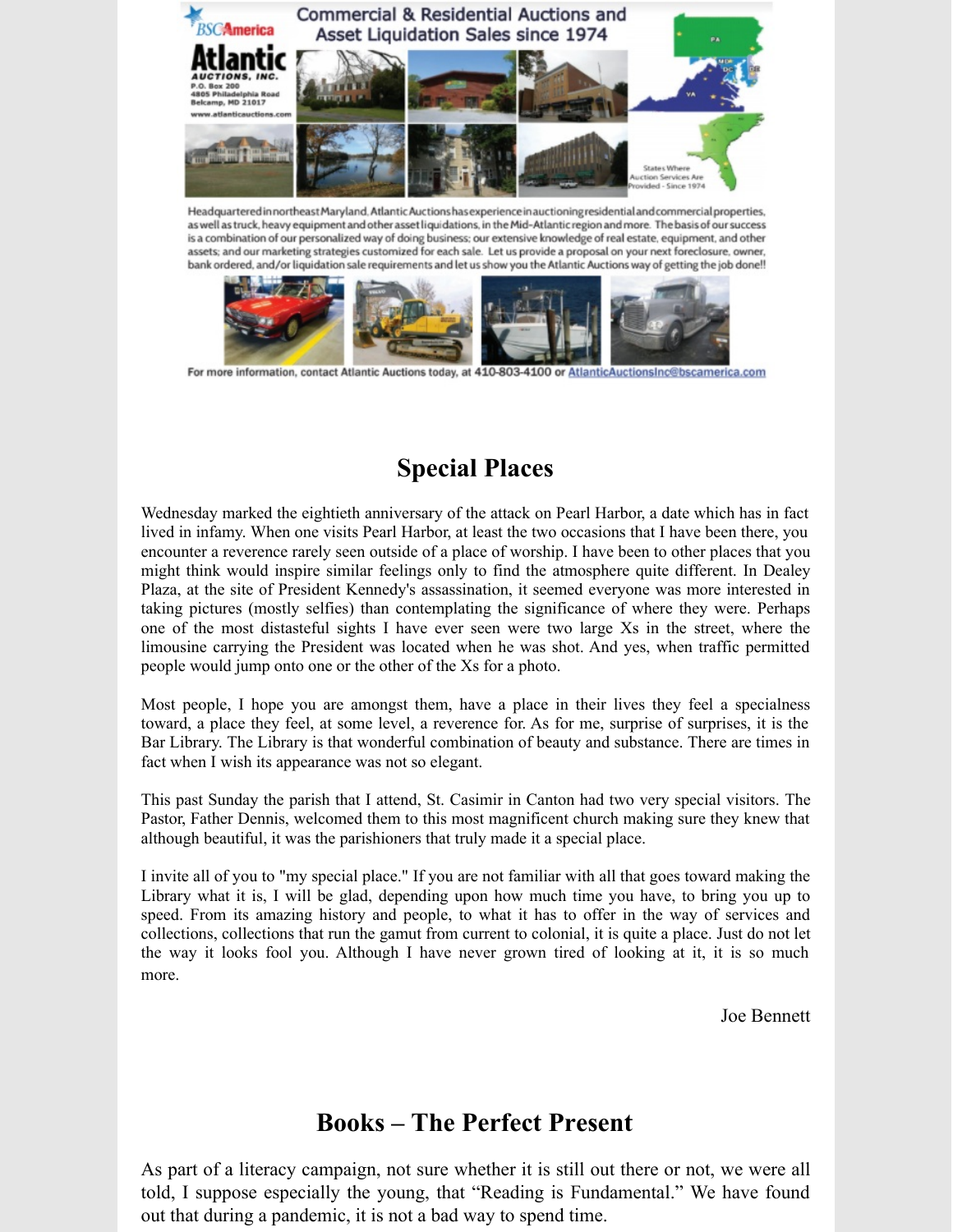Commercial & Residential Auctions and Asset Liquidation Sales since 1974

BSCAmerica

**Atlantic AUCTIONS, INC.**
P.O. Box 200
4805 Philadelphia Road
Belcamp, MD 21017
www.atlanticauctions.com

States Where Auction Services Are Provided - Since 1974

Headquartered in northeast Maryland, Atlantic Auctions has experience in auctioning residential and commercial properties, as well as truck, heavy equipment and other asset liquidations, in the Mid-Atlantic region and more. The basis of our success is a combination of our personalized way of doing business; our extensive knowledge of real estate, equipment, and other assets; and our marketing strategies customized for each sale. Let us provide a proposal on your next foreclosure, owner, bank ordered, and/or liquidation sale requirements and let us show you the Atlantic Auctions way of getting the job done!!

For more information, contact Atlantic Auctions today, at 410-803-4100 or AtlanticAuctionsInc@bscamerica.com

## Special Places

Wednesday marked the eightieth anniversary of the attack on Pearl Harbor, a date which has in fact lived in infamy. When one visits Pearl Harbor, at least the two occasions that I have been there, you encounter a reverence rarely seen outside of a place of worship. I have been to other places that you might think would inspire similar feelings only to find the atmosphere quite different. In Dealey Plaza, at the site of President Kennedy's assassination, it seemed everyone was more interested in taking pictures (mostly selfies) than contemplating the significance of where they were. Perhaps one of the most distasteful sights I have ever seen were two large Xs in the street, where the limousine carrying the President was located when he was shot. And yes, when traffic permitted people would jump onto one or the other of the Xs for a photo.

Most people, I hope you are amongst them, have a place in their lives they feel a specialness toward, a place they feel, at some level, a reverence for. As for me, surprise of surprises, it is the Bar Library. The Library is that wonderful combination of beauty and substance. There are times in fact when I wish its appearance was not so elegant.

This past Sunday the parish that I attend, St. Casimir in Canton had two very special visitors. The Pastor, Father Dennis, welcomed them to this most magnificent church making sure they knew that although beautiful, it was the parishioners that truly made it a special place.

I invite all of you to "my special place." If you are not familiar with all that goes toward making the Library what it is, I will be glad, depending upon how much time you have, to bring you up to speed. From its amazing history and people, to what it has to offer in the way of services and collections, collections that run the gamut from current to colonial, it is quite a place. Just do not let the way it looks fool you. Although I have never grown tired of looking at it, it is so much more.

Joe Bennett

## Books – The Perfect Present

As part of a literacy campaign, not sure whether it is still out there or not, we were all told, I suppose especially the young, that "Reading is Fundamental." We have found out that during a pandemic, it is not a bad way to spend time.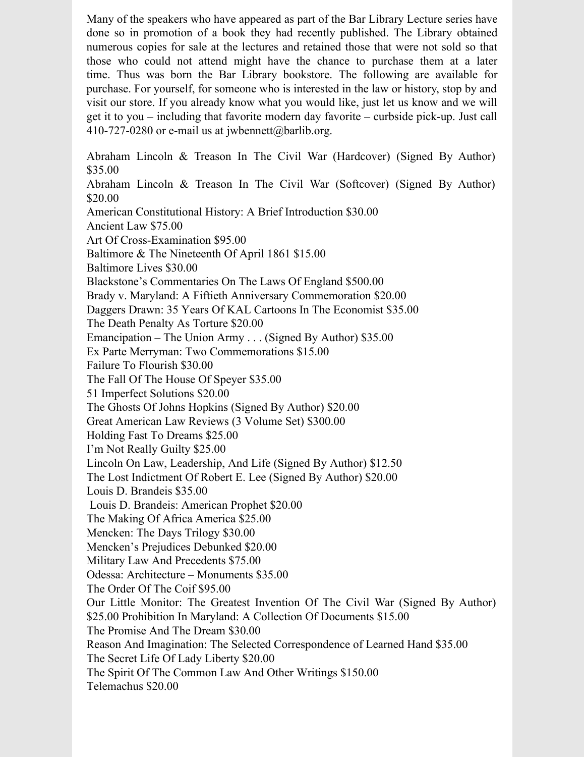Many of the speakers who have appeared as part of the Bar Library Lecture series have done so in promotion of a book they had recently published. The Library obtained numerous copies for sale at the lectures and retained those that were not sold so that those who could not attend might have the chance to purchase them at a later time. Thus was born the Bar Library bookstore. The following are available for purchase. For yourself, for someone who is interested in the law or history, stop by and visit our store. If you already know what you would like, just let us know and we will get it to you – including that favorite modern day favorite – curbside pick-up. Just call 410-727-0280 or e-mail us at jwbennett@barlib.org.

Abraham Lincoln & Treason In The Civil War (Hardcover) (Signed By Author) $35.00
Abraham Lincoln & Treason In The Civil War (Softcover) (Signed By Author) $20.00
American Constitutional History: A Brief Introduction $30.00
Ancient Law $75.00
Art Of Cross-Examination $95.00
Baltimore & The Nineteenth Of April 1861 $15.00
Baltimore Lives $30.00
Blackstone's Commentaries On The Laws Of England $500.00
Brady v. Maryland: A Fiftieth Anniversary Commemoration $20.00
Daggers Drawn: 35 Years Of KAL Cartoons In The Economist $35.00
The Death Penalty As Torture $20.00
Emancipation – The Union Army . . . (Signed By Author) $35.00
Ex Parte Merryman: Two Commemorations $15.00
Failure To Flourish $30.00
The Fall Of The House Of Speyer $35.00
51 Imperfect Solutions $20.00
The Ghosts Of Johns Hopkins (Signed By Author) $20.00
Great American Law Reviews (3 Volume Set) $300.00
Holding Fast To Dreams $25.00
I'm Not Really Guilty $25.00
Lincoln On Law, Leadership, And Life (Signed By Author) $12.50
The Lost Indictment Of Robert E. Lee (Signed By Author) $20.00
Louis D. Brandeis $35.00
Louis D. Brandeis: American Prophet $20.00
The Making Of Africa America $25.00
Mencken: The Days Trilogy $30.00
Mencken's Prejudices Debunked $20.00
Military Law And Precedents $75.00
Odessa: Architecture – Monuments $35.00
The Order Of The Coif $95.00
Our Little Monitor: The Greatest Invention Of The Civil War (Signed By Author) $25.00
Prohibition In Maryland: A Collection Of Documents $15.00
The Promise And The Dream $30.00
Reason And Imagination: The Selected Correspondence of Learned Hand $35.00
The Secret Life Of Lady Liberty $20.00
The Spirit Of The Common Law And Other Writings $150.00
Telemachus $20.00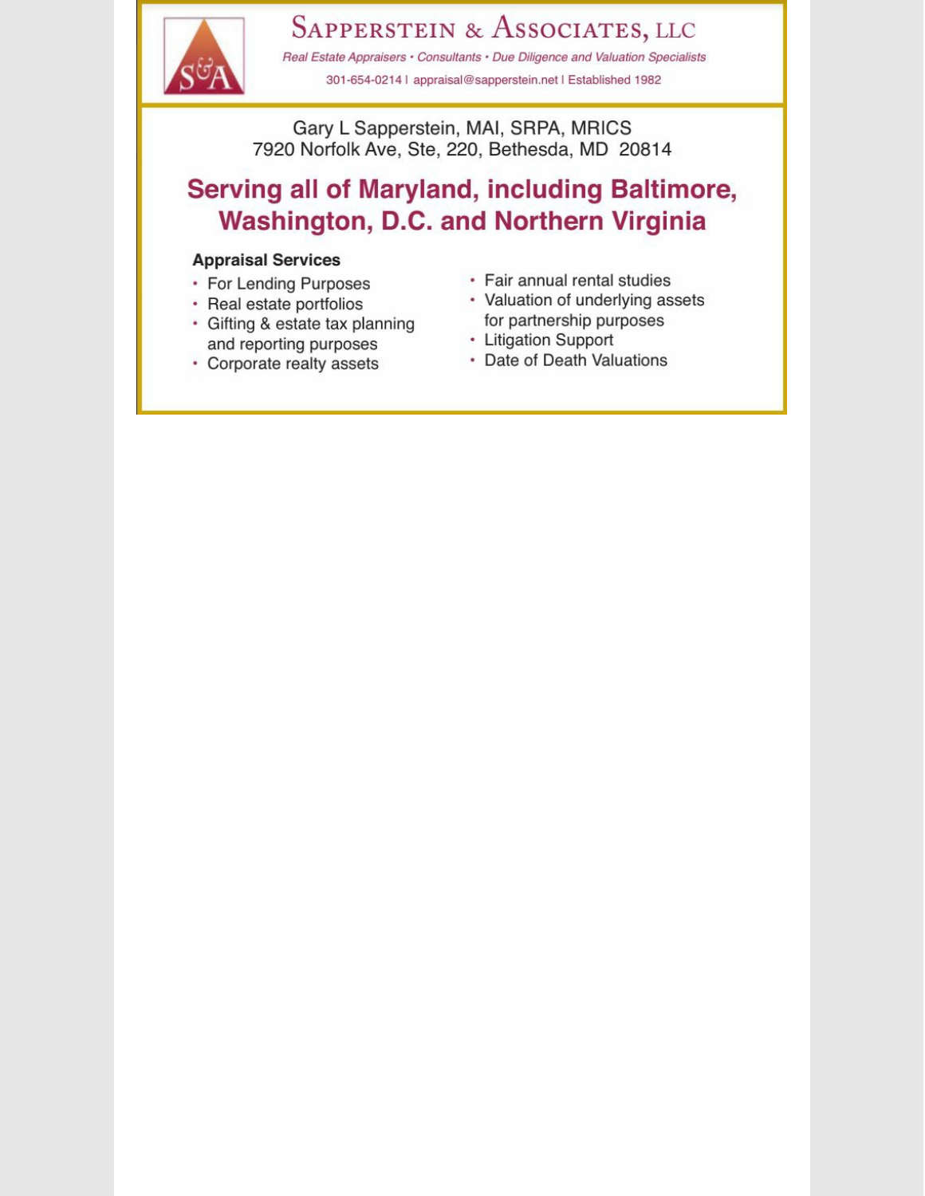# Sapperstein & Associates, LLC

*Real Estate Appraisers • Consultants • Due Diligence and Valuation Specialists*

301-654-0214 | appraisal@sapperstein.net | Established 1982

Gary L Sapperstein, MAI, SRPA, MRICS
7920 Norfolk Ave, Ste, 220, Bethesda, MD 20814

## Serving all of Maryland, including Baltimore, Washington, D.C. and Northern Virginia

**Appraisal Services**

- For Lending Purposes
- Real estate portfolios
- Gifting & estate tax planning and reporting purposes
- Corporate realty assets
- Fair annual rental studies
- Valuation of underlying assets for partnership purposes
- Litigation Support
- Date of Death Valuations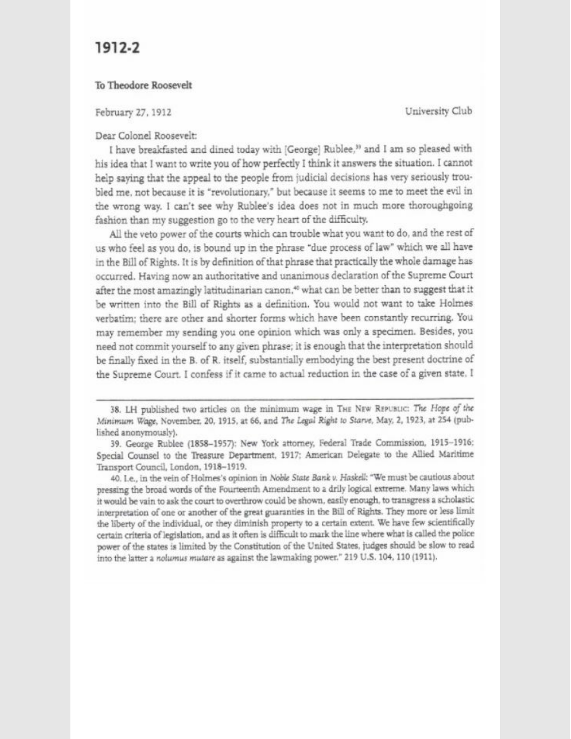## 1912-2

**To Theodore Roosevelt**

February 27, 1912 University Club

Dear Colonel Roosevelt:

I have breakfasted and dined today with [George] Rublee,[39] and I am so pleased with his idea that I want to write you of how perfectly I think it answers the situation. I cannot help saying that the appeal to the people from judicial decisions has very seriously troubled me, not because it is "revolutionary," but because it seems to me to meet the evil in the wrong way. I can't see why Rublee's idea does not in much more thoroughgoing fashion than my suggestion go to the very heart of the difficulty.

All the veto power of the courts which can trouble what you want to do, and the rest of us who feel as you do, is bound up in the phrase "due process of law" which we all have in the Bill of Rights. It is by definition of that phrase that practically the whole damage has occurred. Having now an authoritative and unanimous declaration of the Supreme Court after the most amazingly latitudinarian canon,[40] what can be better than to suggest that it be written into the Bill of Rights as a definition. You would not want to take Holmes verbatim; there are other and shorter forms which have been constantly recurring. You may remember my sending you one opinion which was only a specimen. Besides, you need not commit yourself to any given phrase; it is enough that the interpretation should be finally fixed in the B. of R. itself, substantially embodying the best present doctrine of the Supreme Court. I confess if it came to actual reduction in the case of a given state, I

---

38. LH published two articles on the minimum wage in THE NEW REPUBLIC: *The Hope of the Minimum Wage*, November, 20, 1915, at 66, and *The Legal Right to Starve*, May, 2, 1923, at 254 (published anonymously).

39. George Rublee (1858–1957): New York attorney, Federal Trade Commission, 1915–1916; Special Counsel to the Treasure Department, 1917; American Delegate to the Allied Maritime Transport Council, London, 1918–1919.

40. I.e., in the vein of Holmes's opinion in *Noble State Bank v. Haskell*: "We must be cautious about pressing the broad words of the Fourteenth Amendment to a drily logical extreme. Many laws which it would be vain to ask the court to overthrow could be shown, easily enough, to transgress a scholastic interpretation of one or another of the great guaranties in the Bill of Rights. They more or less limit the liberty of the individual, or they diminish property to a certain extent. We have few scientifically certain criteria of legislation, and as it often is difficult to mark the line where what is called the police power of the states is limited by the Constitution of the United States, judges should be slow to read into the latter a *nolumus mutare* as against the lawmaking power." 219 U.S. 104, 110 (1911).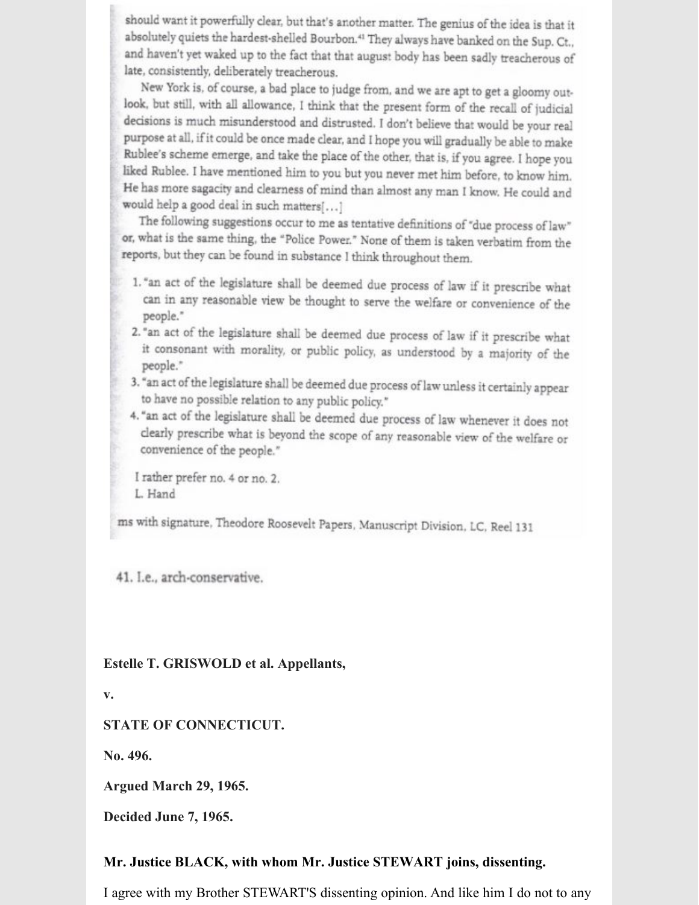should want it powerfully clear, but that's another matter. The genius of the idea is that it absolutely quiets the hardest-shelled Bourbon.[41] They always have banked on the Sup. Ct., and haven't yet waked up to the fact that that august body has been sadly treacherous of late, consistently, deliberately treacherous.

New York is, of course, a bad place to judge from, and we are apt to get a gloomy outlook, but still, with all allowance, I think that the present form of the recall of judicial decisions is much misunderstood and distrusted. I don't believe that would be your real purpose at all, if it could be once made clear, and I hope you will gradually be able to make Rublee's scheme emerge, and take the place of the other, that is, if you agree. I hope you liked Rublee. I have mentioned him to you but you never met him before, to know him. He has more sagacity and clearness of mind than almost any man I know. He could and would help a good deal in such matters[...]

The following suggestions occur to me as tentative definitions of "due process of law" or, what is the same thing, the "Police Power." None of them is taken verbatim from the reports, but they can be found in substance I think throughout them.

1. "an act of the legislature shall be deemed due process of law if it prescribe what can in any reasonable view be thought to serve the welfare or convenience of the people."
2. "an act of the legislature shall be deemed due process of law if it prescribe what it consonant with morality, or public policy, as understood by a majority of the people."
3. "an act of the legislature shall be deemed due process of law unless it certainly appear to have no possible relation to any public policy."
4. "an act of the legislature shall be deemed due process of law whenever it does not clearly prescribe what is beyond the scope of any reasonable view of the welfare or convenience of the people."

I rather prefer no. 4 or no. 2.

L. Hand

ms with signature, Theodore Roosevelt Papers, Manuscript Division, LC, Reel 131

41. I.e., arch-conservative.

**Estelle T. GRISWOLD et al. Appellants,**

**v.**

**STATE OF CONNECTICUT.**

**No. 496.**

**Argued March 29, 1965.**

**Decided June 7, 1965.**

**Mr. Justice BLACK, with whom Mr. Justice STEWART joins, dissenting.**

I agree with my Brother STEWART'S dissenting opinion. And like him I do not to any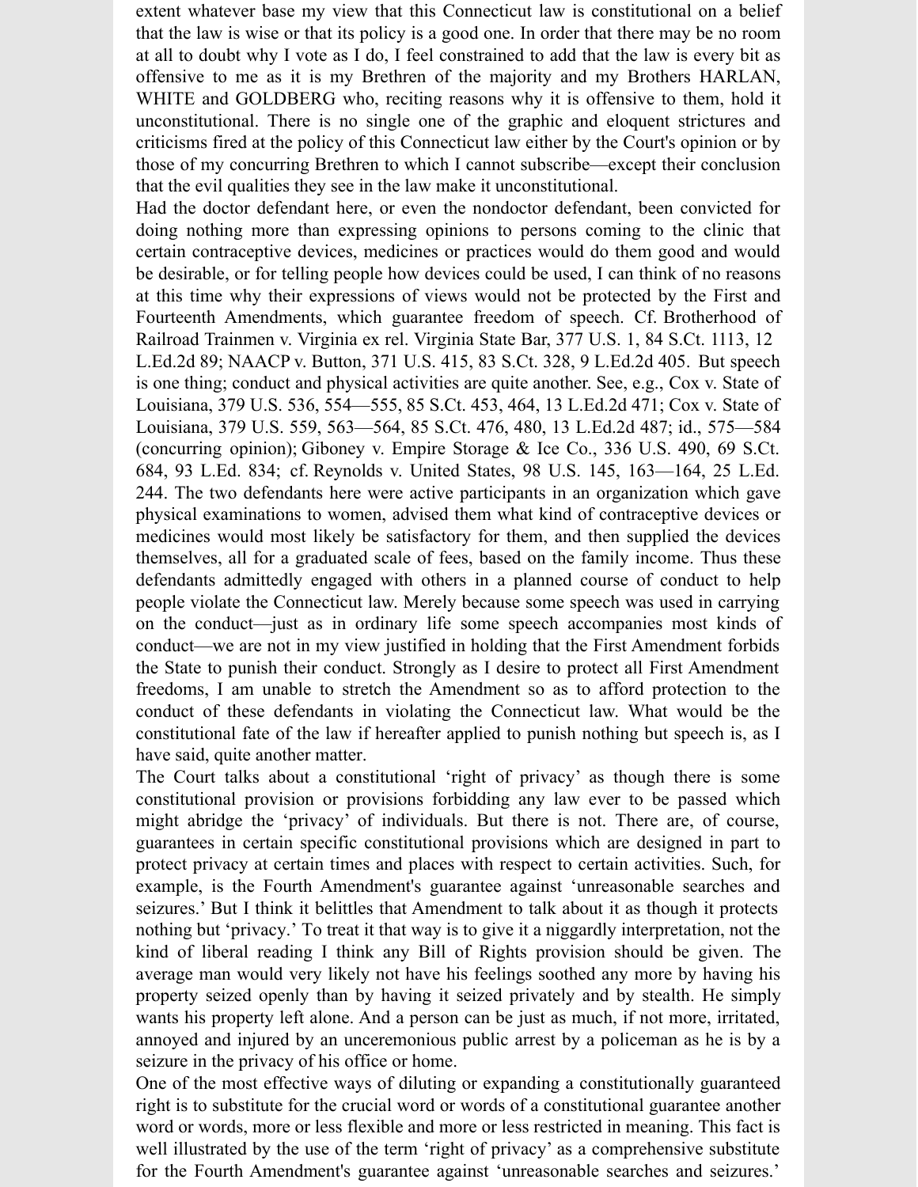extent whatever base my view that this Connecticut law is constitutional on a belief that the law is wise or that its policy is a good one. In order that there may be no room at all to doubt why I vote as I do, I feel constrained to add that the law is every bit as offensive to me as it is my Brethren of the majority and my Brothers HARLAN, WHITE and GOLDBERG who, reciting reasons why it is offensive to them, hold it unconstitutional. There is no single one of the graphic and eloquent strictures and criticisms fired at the policy of this Connecticut law either by the Court's opinion or by those of my concurring Brethren to which I cannot subscribe—except their conclusion that the evil qualities they see in the law make it unconstitutional.

Had the doctor defendant here, or even the nondoctor defendant, been convicted for doing nothing more than expressing opinions to persons coming to the clinic that certain contraceptive devices, medicines or practices would do them good and would be desirable, or for telling people how devices could be used, I can think of no reasons at this time why their expressions of views would not be protected by the First and Fourteenth Amendments, which guarantee freedom of speech. Cf. Brotherhood of Railroad Trainmen v. Virginia ex rel. Virginia State Bar, 377 U.S. 1, 84 S.Ct. 1113, 12 L.Ed.2d 89; NAACP v. Button, 371 U.S. 415, 83 S.Ct. 328, 9 L.Ed.2d 405. But speech is one thing; conduct and physical activities are quite another. See, e.g., Cox v. State of Louisiana, 379 U.S. 536, 554—555, 85 S.Ct. 453, 464, 13 L.Ed.2d 471; Cox v. State of Louisiana, 379 U.S. 559, 563—564, 85 S.Ct. 476, 480, 13 L.Ed.2d 487; id., 575—584 (concurring opinion); Giboney v. Empire Storage & Ice Co., 336 U.S. 490, 69 S.Ct. 684, 93 L.Ed. 834; cf. Reynolds v. United States, 98 U.S. 145, 163—164, 25 L.Ed. 244. The two defendants here were active participants in an organization which gave physical examinations to women, advised them what kind of contraceptive devices or medicines would most likely be satisfactory for them, and then supplied the devices themselves, all for a graduated scale of fees, based on the family income. Thus these defendants admittedly engaged with others in a planned course of conduct to help people violate the Connecticut law. Merely because some speech was used in carrying on the conduct—just as in ordinary life some speech accompanies most kinds of conduct—we are not in my view justified in holding that the First Amendment forbids the State to punish their conduct. Strongly as I desire to protect all First Amendment freedoms, I am unable to stretch the Amendment so as to afford protection to the conduct of these defendants in violating the Connecticut law. What would be the constitutional fate of the law if hereafter applied to punish nothing but speech is, as I have said, quite another matter.

The Court talks about a constitutional 'right of privacy' as though there is some constitutional provision or provisions forbidding any law ever to be passed which might abridge the 'privacy' of individuals. But there is not. There are, of course, guarantees in certain specific constitutional provisions which are designed in part to protect privacy at certain times and places with respect to certain activities. Such, for example, is the Fourth Amendment's guarantee against 'unreasonable searches and seizures.' But I think it belittles that Amendment to talk about it as though it protects nothing but 'privacy.' To treat it that way is to give it a niggardly interpretation, not the kind of liberal reading I think any Bill of Rights provision should be given. The average man would very likely not have his feelings soothed any more by having his property seized openly than by having it seized privately and by stealth. He simply wants his property left alone. And a person can be just as much, if not more, irritated, annoyed and injured by an unceremonious public arrest by a policeman as he is by a seizure in the privacy of his office or home.

One of the most effective ways of diluting or expanding a constitutionally guaranteed right is to substitute for the crucial word or words of a constitutional guarantee another word or words, more or less flexible and more or less restricted in meaning. This fact is well illustrated by the use of the term 'right of privacy' as a comprehensive substitute for the Fourth Amendment's guarantee against 'unreasonable searches and seizures.'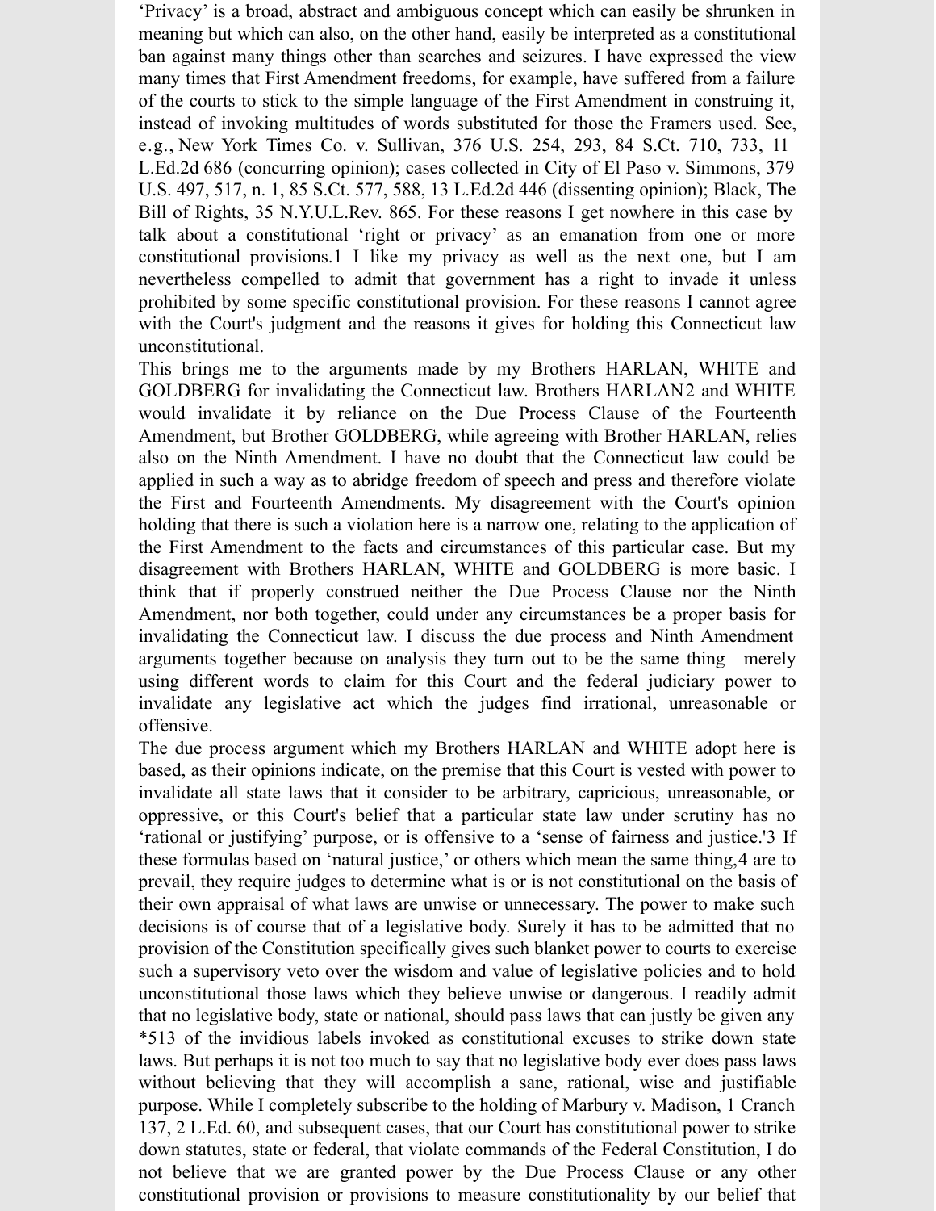'Privacy' is a broad, abstract and ambiguous concept which can easily be shrunken in meaning but which can also, on the other hand, easily be interpreted as a constitutional ban against many things other than searches and seizures. I have expressed the view many times that First Amendment freedoms, for example, have suffered from a failure of the courts to stick to the simple language of the First Amendment in construing it, instead of invoking multitudes of words substituted for those the Framers used. See, e.g., New York Times Co. v. Sullivan, 376 U.S. 254, 293, 84 S.Ct. 710, 733, 11 L.Ed.2d 686 (concurring opinion); cases collected in City of El Paso v. Simmons, 379 U.S. 497, 517, n. 1, 85 S.Ct. 577, 588, 13 L.Ed.2d 446 (dissenting opinion); Black, The Bill of Rights, 35 N.Y.U.L.Rev. 865. For these reasons I get nowhere in this case by talk about a constitutional 'right or privacy' as an emanation from one or more constitutional provisions.[1] I like my privacy as well as the next one, but I am nevertheless compelled to admit that government has a right to invade it unless prohibited by some specific constitutional provision. For these reasons I cannot agree with the Court's judgment and the reasons it gives for holding this Connecticut law unconstitutional.

This brings me to the arguments made by my Brothers HARLAN, WHITE and GOLDBERG for invalidating the Connecticut law. Brothers HARLAN[2] and WHITE would invalidate it by reliance on the Due Process Clause of the Fourteenth Amendment, but Brother GOLDBERG, while agreeing with Brother HARLAN, relies also on the Ninth Amendment. I have no doubt that the Connecticut law could be applied in such a way as to abridge freedom of speech and press and therefore violate the First and Fourteenth Amendments. My disagreement with the Court's opinion holding that there is such a violation here is a narrow one, relating to the application of the First Amendment to the facts and circumstances of this particular case. But my disagreement with Brothers HARLAN, WHITE and GOLDBERG is more basic. I think that if properly construed neither the Due Process Clause nor the Ninth Amendment, nor both together, could under any circumstances be a proper basis for invalidating the Connecticut law. I discuss the due process and Ninth Amendment arguments together because on analysis they turn out to be the same thing—merely using different words to claim for this Court and the federal judiciary power to invalidate any legislative act which the judges find irrational, unreasonable or offensive.

The due process argument which my Brothers HARLAN and WHITE adopt here is based, as their opinions indicate, on the premise that this Court is vested with power to invalidate all state laws that it consider to be arbitrary, capricious, unreasonable, or oppressive, or this Court's belief that a particular state law under scrutiny has no 'rational or justifying' purpose, or is offensive to a 'sense of fairness and justice.'[3] If these formulas based on 'natural justice,' or others which mean the same thing,[4] are to prevail, they require judges to determine what is or is not constitutional on the basis of their own appraisal of what laws are unwise or unnecessary. The power to make such decisions is of course that of a legislative body. Surely it has to be admitted that no provision of the Constitution specifically gives such blanket power to courts to exercise such a supervisory veto over the wisdom and value of legislative policies and to hold unconstitutional those laws which they believe unwise or dangerous. I readily admit that no legislative body, state or national, should pass laws that can justly be given any *513 of the invidious labels invoked as constitutional excuses to strike down state laws. But perhaps it is not too much to say that no legislative body ever does pass laws without believing that they will accomplish a sane, rational, wise and justifiable purpose. While I completely subscribe to the holding of Marbury v. Madison, 1 Cranch 137, 2 L.Ed. 60, and subsequent cases, that our Court has constitutional power to strike down statutes, state or federal, that violate commands of the Federal Constitution, I do not believe that we are granted power by the Due Process Clause or any other constitutional provision or provisions to measure constitutionality by our belief that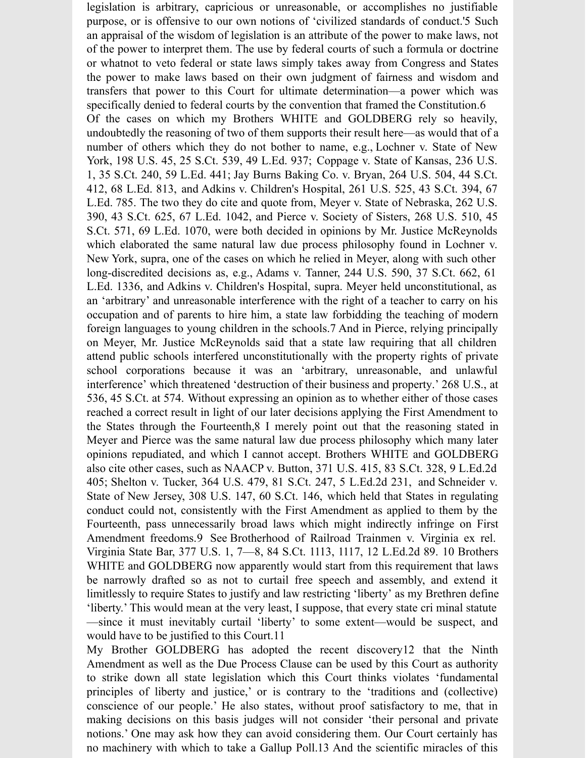legislation is arbitrary, capricious or unreasonable, or accomplishes no justifiable purpose, or is offensive to our own notions of 'civilized standards of conduct.'5 Such an appraisal of the wisdom of legislation is an attribute of the power to make laws, not of the power to interpret them. The use by federal courts of such a formula or doctrine or whatnot to veto federal or state laws simply takes away from Congress and States the power to make laws based on their own judgment of fairness and wisdom and transfers that power to this Court for ultimate determination—a power which was specifically denied to federal courts by the convention that framed the Constitution.6

Of the cases on which my Brothers WHITE and GOLDBERG rely so heavily, undoubtedly the reasoning of two of them supports their result here—as would that of a number of others which they do not bother to name, e.g., Lochner v. State of New York, 198 U.S. 45, 25 S.Ct. 539, 49 L.Ed. 937; Coppage v. State of Kansas, 236 U.S. 1, 35 S.Ct. 240, 59 L.Ed. 441; Jay Burns Baking Co. v. Bryan, 264 U.S. 504, 44 S.Ct. 412, 68 L.Ed. 813, and Adkins v. Children's Hospital, 261 U.S. 525, 43 S.Ct. 394, 67 L.Ed. 785. The two they do cite and quote from, Meyer v. State of Nebraska, 262 U.S. 390, 43 S.Ct. 625, 67 L.Ed. 1042, and Pierce v. Society of Sisters, 268 U.S. 510, 45 S.Ct. 571, 69 L.Ed. 1070, were both decided in opinions by Mr. Justice McReynolds which elaborated the same natural law due process philosophy found in Lochner v. New York, supra, one of the cases on which he relied in Meyer, along with such other long-discredited decisions as, e.g., Adams v. Tanner, 244 U.S. 590, 37 S.Ct. 662, 61 L.Ed. 1336, and Adkins v. Children's Hospital, supra. Meyer held unconstitutional, as an 'arbitrary' and unreasonable interference with the right of a teacher to carry on his occupation and of parents to hire him, a state law forbidding the teaching of modern foreign languages to young children in the schools.7 And in Pierce, relying principally on Meyer, Mr. Justice McReynolds said that a state law requiring that all children attend public schools interfered unconstitutionally with the property rights of private school corporations because it was an 'arbitrary, unreasonable, and unlawful interference' which threatened 'destruction of their business and property.' 268 U.S., at 536, 45 S.Ct. at 574. Without expressing an opinion as to whether either of those cases reached a correct result in light of our later decisions applying the First Amendment to the States through the Fourteenth,8 I merely point out that the reasoning stated in Meyer and Pierce was the same natural law due process philosophy which many later opinions repudiated, and which I cannot accept. Brothers WHITE and GOLDBERG also cite other cases, such as NAACP v. Button, 371 U.S. 415, 83 S.Ct. 328, 9 L.Ed.2d 405; Shelton v. Tucker, 364 U.S. 479, 81 S.Ct. 247, 5 L.Ed.2d 231, and Schneider v. State of New Jersey, 308 U.S. 147, 60 S.Ct. 146, which held that States in regulating conduct could not, consistently with the First Amendment as applied to them by the Fourteenth, pass unnecessarily broad laws which might indirectly infringe on First Amendment freedoms.9 See Brotherhood of Railroad Trainmen v. Virginia ex rel. Virginia State Bar, 377 U.S. 1, 7—8, 84 S.Ct. 1113, 1117, 12 L.Ed.2d 89. 10 Brothers WHITE and GOLDBERG now apparently would start from this requirement that laws be narrowly drafted so as not to curtail free speech and assembly, and extend it limitlessly to require States to justify and law restricting 'liberty' as my Brethren define 'liberty.' This would mean at the very least, I suppose, that every state cri minal statute—since it must inevitably curtail 'liberty' to some extent—would be suspect, and would have to be justified to this Court.11

My Brother GOLDBERG has adopted the recent discovery12 that the Ninth Amendment as well as the Due Process Clause can be used by this Court as authority to strike down all state legislation which this Court thinks violates 'fundamental principles of liberty and justice,' or is contrary to the 'traditions and (collective) conscience of our people.' He also states, without proof satisfactory to me, that in making decisions on this basis judges will not consider 'their personal and private notions.' One may ask how they can avoid considering them. Our Court certainly has no machinery with which to take a Gallup Poll.13 And the scientific miracles of this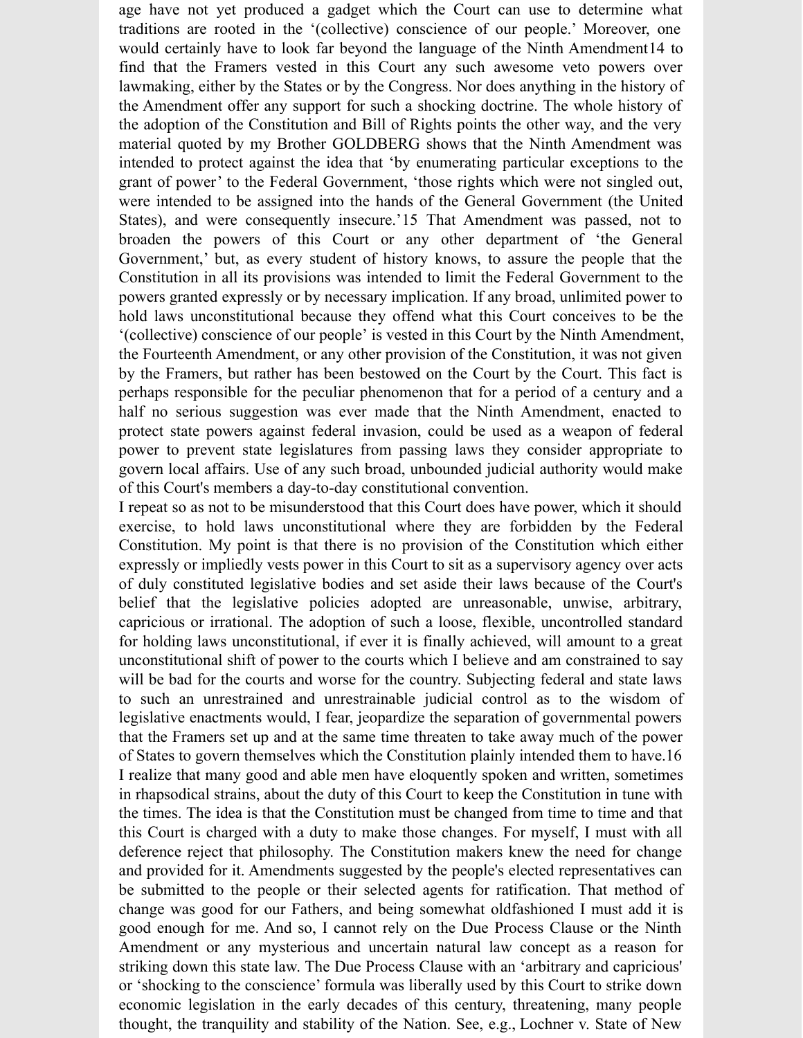age have not yet produced a gadget which the Court can use to determine what traditions are rooted in the '(collective) conscience of our people.' Moreover, one would certainly have to look far beyond the language of the Ninth Amendment[14] to find that the Framers vested in this Court any such awesome veto powers over lawmaking, either by the States or by the Congress. Nor does anything in the history of the Amendment offer any support for such a shocking doctrine. The whole history of the adoption of the Constitution and Bill of Rights points the other way, and the very material quoted by my Brother GOLDBERG shows that the Ninth Amendment was intended to protect against the idea that 'by enumerating particular exceptions to the grant of power' to the Federal Government, 'those rights which were not singled out, were intended to be assigned into the hands of the General Government (the United States), and were consequently insecure.'[15] That Amendment was passed, not to broaden the powers of this Court or any other department of 'the General Government,' but, as every student of history knows, to assure the people that the Constitution in all its provisions was intended to limit the Federal Government to the powers granted expressly or by necessary implication. If any broad, unlimited power to hold laws unconstitutional because they offend what this Court conceives to be the '(collective) conscience of our people' is vested in this Court by the Ninth Amendment, the Fourteenth Amendment, or any other provision of the Constitution, it was not given by the Framers, but rather has been bestowed on the Court by the Court. This fact is perhaps responsible for the peculiar phenomenon that for a period of a century and a half no serious suggestion was ever made that the Ninth Amendment, enacted to protect state powers against federal invasion, could be used as a weapon of federal power to prevent state legislatures from passing laws they consider appropriate to govern local affairs. Use of any such broad, unbounded judicial authority would make of this Court's members a day-to-day constitutional convention.

I repeat so as not to be misunderstood that this Court does have power, which it should exercise, to hold laws unconstitutional where they are forbidden by the Federal Constitution. My point is that there is no provision of the Constitution which either expressly or impliedly vests power in this Court to sit as a supervisory agency over acts of duly constituted legislative bodies and set aside their laws because of the Court's belief that the legislative policies adopted are unreasonable, unwise, arbitrary, capricious or irrational. The adoption of such a loose, flexible, uncontrolled standard for holding laws unconstitutional, if ever it is finally achieved, will amount to a great unconstitutional shift of power to the courts which I believe and am constrained to say will be bad for the courts and worse for the country. Subjecting federal and state laws to such an unrestrained and unrestrainable judicial control as to the wisdom of legislative enactments would, I fear, jeopardize the separation of governmental powers that the Framers set up and at the same time threaten to take away much of the power of States to govern themselves which the Constitution plainly intended them to have.[16]

I realize that many good and able men have eloquently spoken and written, sometimes in rhapsodical strains, about the duty of this Court to keep the Constitution in tune with the times. The idea is that the Constitution must be changed from time to time and that this Court is charged with a duty to make those changes. For myself, I must with all deference reject that philosophy. The Constitution makers knew the need for change and provided for it. Amendments suggested by the people's elected representatives can be submitted to the people or their selected agents for ratification. That method of change was good for our Fathers, and being somewhat oldfashioned I must add it is good enough for me. And so, I cannot rely on the Due Process Clause or the Ninth Amendment or any mysterious and uncertain natural law concept as a reason for striking down this state law. The Due Process Clause with an 'arbitrary and capricious' or 'shocking to the conscience' formula was liberally used by this Court to strike down economic legislation in the early decades of this century, threatening, many people thought, the tranquility and stability of the Nation. See, e.g., Lochner v. State of New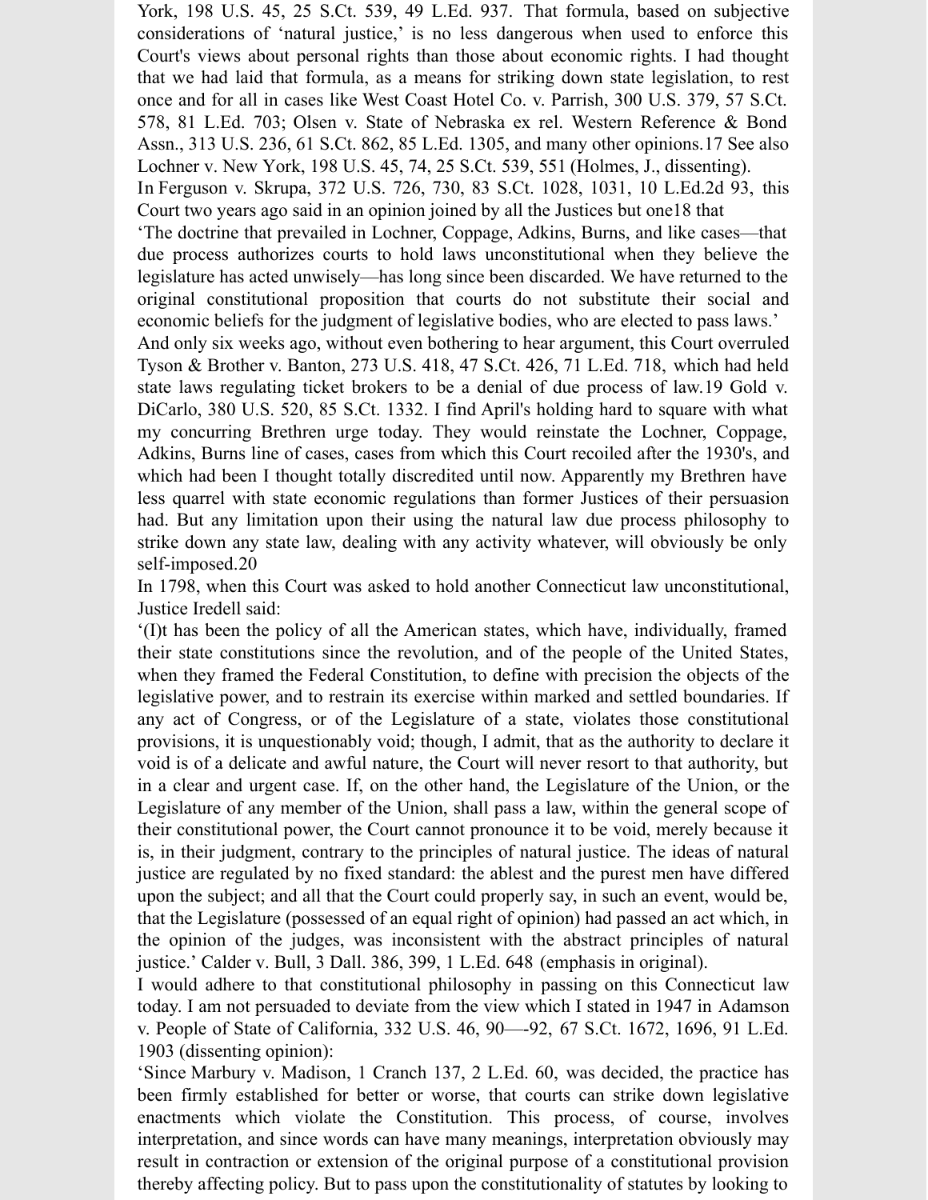York, 198 U.S. 45, 25 S.Ct. 539, 49 L.Ed. 937. That formula, based on subjective considerations of 'natural justice,' is no less dangerous when used to enforce this Court's views about personal rights than those about economic rights. I had thought that we had laid that formula, as a means for striking down state legislation, to rest once and for all in cases like West Coast Hotel Co. v. Parrish, 300 U.S. 379, 57 S.Ct. 578, 81 L.Ed. 703; Olsen v. State of Nebraska ex rel. Western Reference & Bond Assn., 313 U.S. 236, 61 S.Ct. 862, 85 L.Ed. 1305, and many other opinions.[17] See also Lochner v. New York, 198 U.S. 45, 74, 25 S.Ct. 539, 551 (Holmes, J., dissenting).

In Ferguson v. Skrupa, 372 U.S. 726, 730, 83 S.Ct. 1028, 1031, 10 L.Ed.2d 93, this Court two years ago said in an opinion joined by all the Justices but one[18] that

'The doctrine that prevailed in Lochner, Coppage, Adkins, Burns, and like cases—that due process authorizes courts to hold laws unconstitutional when they believe the legislature has acted unwisely—has long since been discarded. We have returned to the original constitutional proposition that courts do not substitute their social and economic beliefs for the judgment of legislative bodies, who are elected to pass laws.'

And only six weeks ago, without even bothering to hear argument, this Court overruled Tyson & Brother v. Banton, 273 U.S. 418, 47 S.Ct. 426, 71 L.Ed. 718, which had held state laws regulating ticket brokers to be a denial of due process of law.[19] Gold v. DiCarlo, 380 U.S. 520, 85 S.Ct. 1332. I find April's holding hard to square with what my concurring Brethren urge today. They would reinstate the Lochner, Coppage, Adkins, Burns line of cases, cases from which this Court recoiled after the 1930's, and which had been I thought totally discredited until now. Apparently my Brethren have less quarrel with state economic regulations than former Justices of their persuasion had. But any limitation upon their using the natural law due process philosophy to strike down any state law, dealing with any activity whatever, will obviously be only self-imposed.[20]

In 1798, when this Court was asked to hold another Connecticut law unconstitutional, Justice Iredell said:

'(I)t has been the policy of all the American states, which have, individually, framed their state constitutions since the revolution, and of the people of the United States, when they framed the Federal Constitution, to define with precision the objects of the legislative power, and to restrain its exercise within marked and settled boundaries. If any act of Congress, or of the Legislature of a state, violates those constitutional provisions, it is unquestionably void; though, I admit, that as the authority to declare it void is of a delicate and awful nature, the Court will never resort to that authority, but in a clear and urgent case. If, on the other hand, the Legislature of the Union, or the Legislature of any member of the Union, shall pass a law, within the general scope of their constitutional power, the Court cannot pronounce it to be void, merely because it is, in their judgment, contrary to the principles of natural justice. The ideas of natural justice are regulated by no fixed standard: the ablest and the purest men have differed upon the subject; and all that the Court could properly say, in such an event, would be, that the Legislature (possessed of an equal right of opinion) had passed an act which, in the opinion of the judges, was inconsistent with the abstract principles of natural justice.' Calder v. Bull, 3 Dall. 386, 399, 1 L.Ed. 648 (emphasis in original).

I would adhere to that constitutional philosophy in passing on this Connecticut law today. I am not persuaded to deviate from the view which I stated in 1947 in Adamson v. People of State of California, 332 U.S. 46, 90—-92, 67 S.Ct. 1672, 1696, 91 L.Ed. 1903 (dissenting opinion):

'Since Marbury v. Madison, 1 Cranch 137, 2 L.Ed. 60, was decided, the practice has been firmly established for better or worse, that courts can strike down legislative enactments which violate the Constitution. This process, of course, involves interpretation, and since words can have many meanings, interpretation obviously may result in contraction or extension of the original purpose of a constitutional provision thereby affecting policy. But to pass upon the constitutionality of statutes by looking to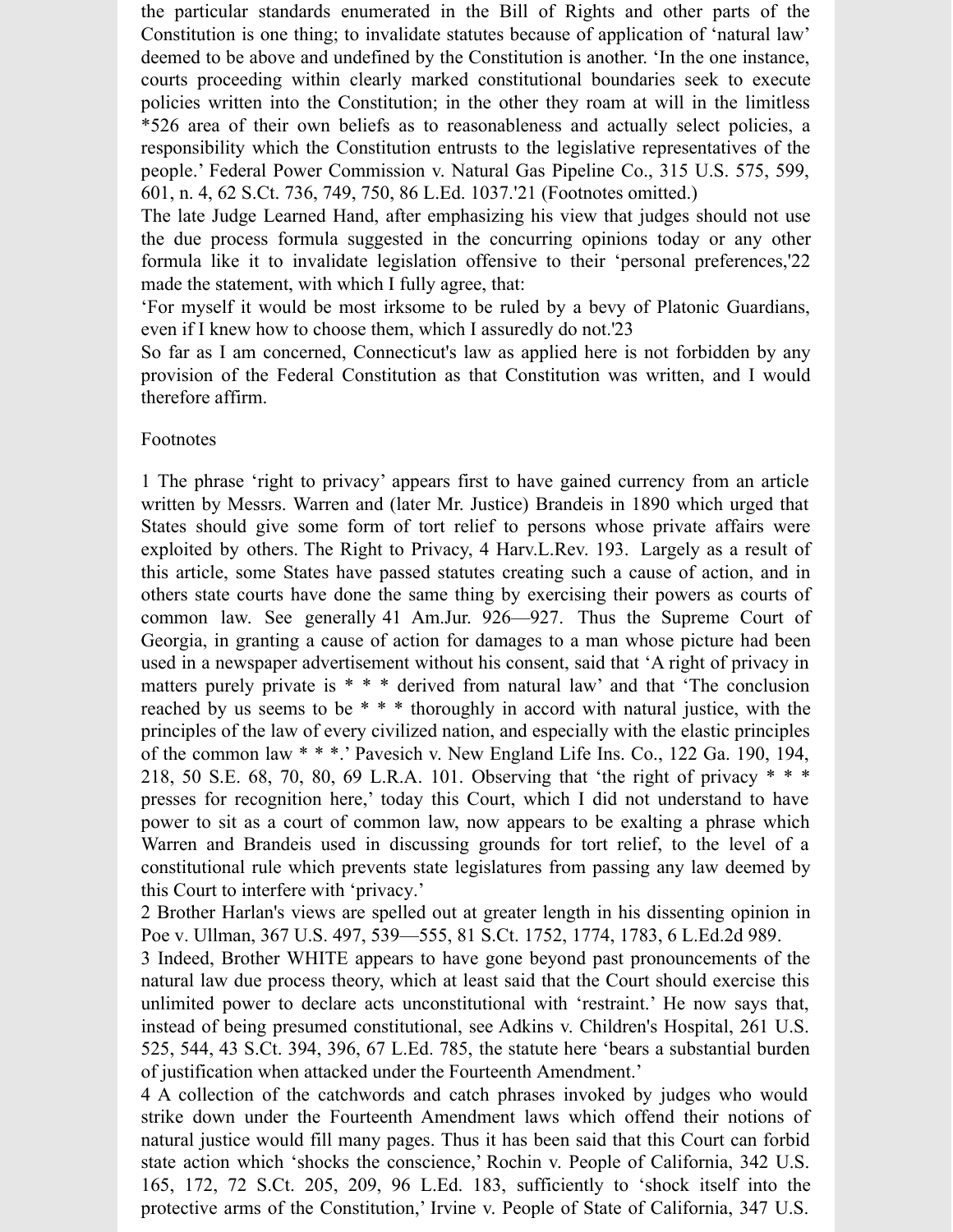the particular standards enumerated in the Bill of Rights and other parts of the Constitution is one thing; to invalidate statutes because of application of 'natural law' deemed to be above and undefined by the Constitution is another. 'In the one instance, courts proceeding within clearly marked constitutional boundaries seek to execute policies written into the Constitution; in the other they roam at will in the limitless *526 area of their own beliefs as to reasonableness and actually select policies, a responsibility which the Constitution entrusts to the legislative representatives of the people.' Federal Power Commission v. Natural Gas Pipeline Co., 315 U.S. 575, 599, 601, n. 4, 62 S.Ct. 736, 749, 750, 86 L.Ed. 1037.'21 (Footnotes omitted.)

The late Judge Learned Hand, after emphasizing his view that judges should not use the due process formula suggested in the concurring opinions today or any other formula like it to invalidate legislation offensive to their 'personal preferences,'22 made the statement, with which I fully agree, that:

'For myself it would be most irksome to be ruled by a bevy of Platonic Guardians, even if I knew how to choose them, which I assuredly do not.'23

So far as I am concerned, Connecticut's law as applied here is not forbidden by any provision of the Federal Constitution as that Constitution was written, and I would therefore affirm.

Footnotes

1 The phrase 'right to privacy' appears first to have gained currency from an article written by Messrs. Warren and (later Mr. Justice) Brandeis in 1890 which urged that States should give some form of tort relief to persons whose private affairs were exploited by others. The Right to Privacy, 4 Harv.L.Rev. 193. Largely as a result of this article, some States have passed statutes creating such a cause of action, and in others state courts have done the same thing by exercising their powers as courts of common law. See generally 41 Am.Jur. 926—927. Thus the Supreme Court of Georgia, in granting a cause of action for damages to a man whose picture had been used in a newspaper advertisement without his consent, said that 'A right of privacy in matters purely private is * * * derived from natural law' and that 'The conclusion reached by us seems to be * * * thoroughly in accord with natural justice, with the principles of the law of every civilized nation, and especially with the elastic principles of the common law * * *.' Pavesich v. New England Life Ins. Co., 122 Ga. 190, 194, 218, 50 S.E. 68, 70, 80, 69 L.R.A. 101. Observing that 'the right of privacy * * * presses for recognition here,' today this Court, which I did not understand to have power to sit as a court of common law, now appears to be exalting a phrase which Warren and Brandeis used in discussing grounds for tort relief, to the level of a constitutional rule which prevents state legislatures from passing any law deemed by this Court to interfere with 'privacy.'

2 Brother Harlan's views are spelled out at greater length in his dissenting opinion in Poe v. Ullman, 367 U.S. 497, 539—555, 81 S.Ct. 1752, 1774, 1783, 6 L.Ed.2d 989.

3 Indeed, Brother WHITE appears to have gone beyond past pronouncements of the natural law due process theory, which at least said that the Court should exercise this unlimited power to declare acts unconstitutional with 'restraint.' He now says that, instead of being presumed constitutional, see Adkins v. Children's Hospital, 261 U.S. 525, 544, 43 S.Ct. 394, 396, 67 L.Ed. 785, the statute here 'bears a substantial burden of justification when attacked under the Fourteenth Amendment.'

4 A collection of the catchwords and catch phrases invoked by judges who would strike down under the Fourteenth Amendment laws which offend their notions of natural justice would fill many pages. Thus it has been said that this Court can forbid state action which 'shocks the conscience,' Rochin v. People of California, 342 U.S. 165, 172, 72 S.Ct. 205, 209, 96 L.Ed. 183, sufficiently to 'shock itself into the protective arms of the Constitution,' Irvine v. People of State of California, 347 U.S.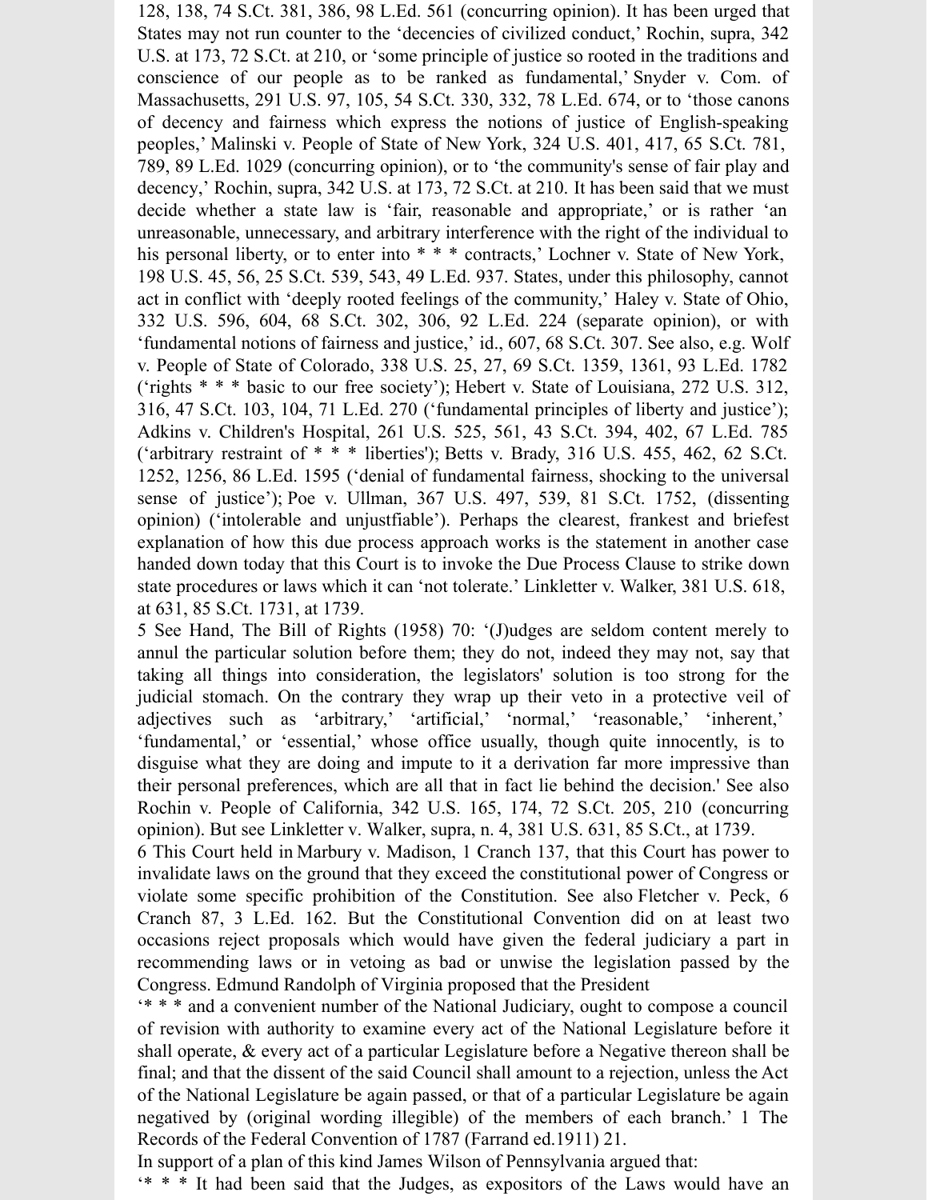128, 138, 74 S.Ct. 381, 386, 98 L.Ed. 561 (concurring opinion). It has been urged that States may not run counter to the 'decencies of civilized conduct,' Rochin, supra, 342 U.S. at 173, 72 S.Ct. at 210, or 'some principle of justice so rooted in the traditions and conscience of our people as to be ranked as fundamental,' Snyder v. Com. of Massachusetts, 291 U.S. 97, 105, 54 S.Ct. 330, 332, 78 L.Ed. 674, or to 'those canons of decency and fairness which express the notions of justice of English-speaking peoples,' Malinski v. People of State of New York, 324 U.S. 401, 417, 65 S.Ct. 781, 789, 89 L.Ed. 1029 (concurring opinion), or to 'the community's sense of fair play and decency,' Rochin, supra, 342 U.S. at 173, 72 S.Ct. at 210. It has been said that we must decide whether a state law is 'fair, reasonable and appropriate,' or is rather 'an unreasonable, unnecessary, and arbitrary interference with the right of the individual to his personal liberty, or to enter into * * * contracts,' Lochner v. State of New York, 198 U.S. 45, 56, 25 S.Ct. 539, 543, 49 L.Ed. 937. States, under this philosophy, cannot act in conflict with 'deeply rooted feelings of the community,' Haley v. State of Ohio, 332 U.S. 596, 604, 68 S.Ct. 302, 306, 92 L.Ed. 224 (separate opinion), or with 'fundamental notions of fairness and justice,' id., 607, 68 S.Ct. 307. See also, e.g. Wolf v. People of State of Colorado, 338 U.S. 25, 27, 69 S.Ct. 1359, 1361, 93 L.Ed. 1782 ('rights * * * basic to our free society'); Hebert v. State of Louisiana, 272 U.S. 312, 316, 47 S.Ct. 103, 104, 71 L.Ed. 270 ('fundamental principles of liberty and justice'); Adkins v. Children's Hospital, 261 U.S. 525, 561, 43 S.Ct. 394, 402, 67 L.Ed. 785 ('arbitrary restraint of * * * liberties'); Betts v. Brady, 316 U.S. 455, 462, 62 S.Ct. 1252, 1256, 86 L.Ed. 1595 ('denial of fundamental fairness, shocking to the universal sense of justice'); Poe v. Ullman, 367 U.S. 497, 539, 81 S.Ct. 1752, (dissenting opinion) ('intolerable and unjustfiable'). Perhaps the clearest, frankest and briefest explanation of how this due process approach works is the statement in another case handed down today that this Court is to invoke the Due Process Clause to strike down state procedures or laws which it can 'not tolerate.' Linkletter v. Walker, 381 U.S. 618, at 631, 85 S.Ct. 1731, at 1739.

5 See Hand, The Bill of Rights (1958) 70: '(J)udges are seldom content merely to annul the particular solution before them; they do not, indeed they may not, say that taking all things into consideration, the legislators' solution is too strong for the judicial stomach. On the contrary they wrap up their veto in a protective veil of adjectives such as 'arbitrary,' 'artificial,' 'normal,' 'reasonable,' 'inherent,' 'fundamental,' or 'essential,' whose office usually, though quite innocently, is to disguise what they are doing and impute to it a derivation far more impressive than their personal preferences, which are all that in fact lie behind the decision.' See also Rochin v. People of California, 342 U.S. 165, 174, 72 S.Ct. 205, 210 (concurring opinion). But see Linkletter v. Walker, supra, n. 4, 381 U.S. 631, 85 S.Ct., at 1739.

6 This Court held in Marbury v. Madison, 1 Cranch 137, that this Court has power to invalidate laws on the ground that they exceed the constitutional power of Congress or violate some specific prohibition of the Constitution. See also Fletcher v. Peck, 6 Cranch 87, 3 L.Ed. 162. But the Constitutional Convention did on at least two occasions reject proposals which would have given the federal judiciary a part in recommending laws or in vetoing as bad or unwise the legislation passed by the Congress. Edmund Randolph of Virginia proposed that the President

'* * * and a convenient number of the National Judiciary, ought to compose a council of revision with authority to examine every act of the National Legislature before it shall operate, & every act of a particular Legislature before a Negative thereon shall be final; and that the dissent of the said Council shall amount to a rejection, unless the Act of the National Legislature be again passed, or that of a particular Legislature be again negatived by (original wording illegible) of the members of each branch.' 1 The Records of the Federal Convention of 1787 (Farrand ed.1911) 21.

In support of a plan of this kind James Wilson of Pennsylvania argued that:

'* * * It had been said that the Judges, as expositors of the Laws would have an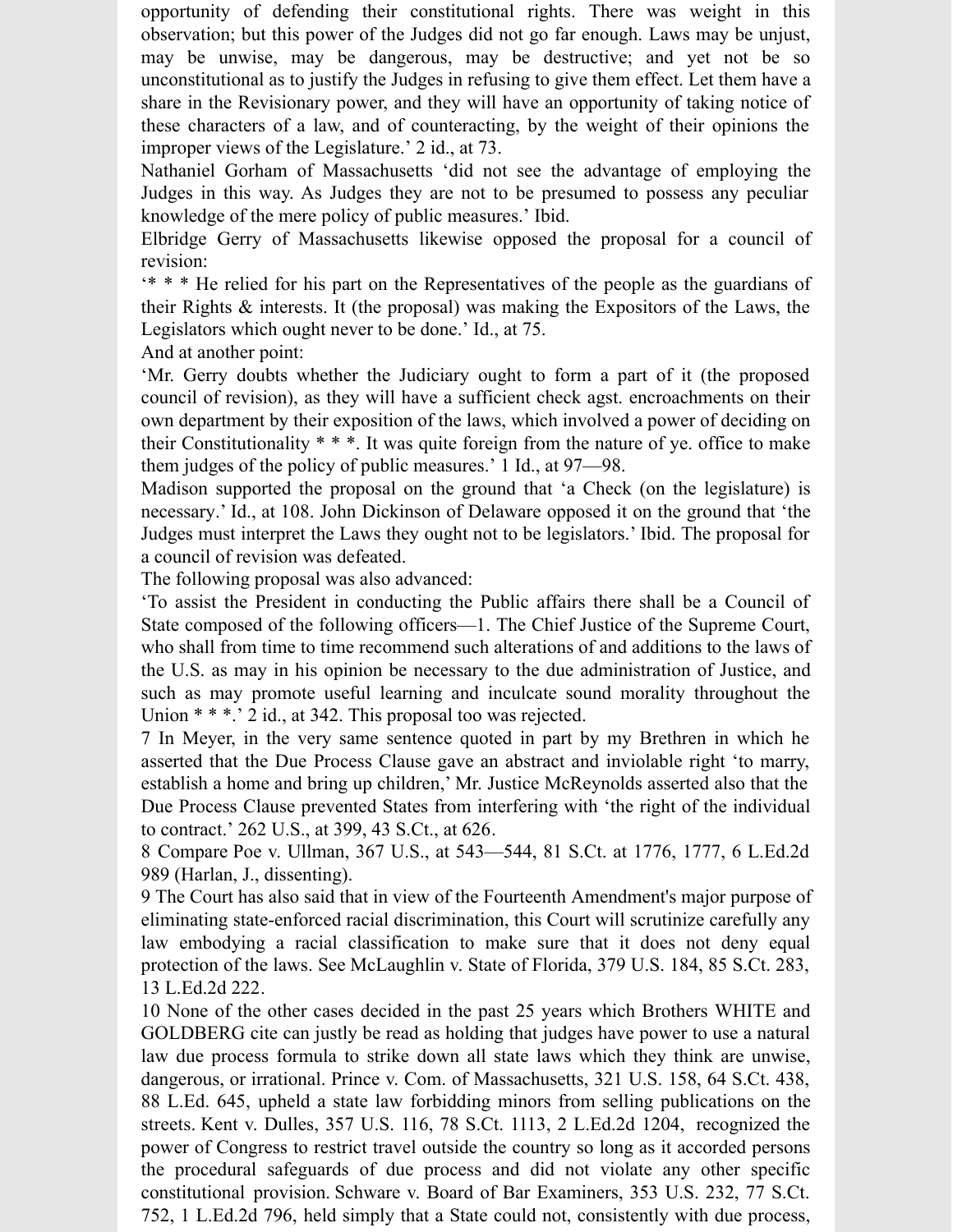opportunity of defending their constitutional rights. There was weight in this observation; but this power of the Judges did not go far enough. Laws may be unjust, may be unwise, may be dangerous, may be destructive; and yet not be so unconstitutional as to justify the Judges in refusing to give them effect. Let them have a share in the Revisionary power, and they will have an opportunity of taking notice of these characters of a law, and of counteracting, by the weight of their opinions the improper views of the Legislature.' 2 id., at 73.

Nathaniel Gorham of Massachusetts 'did not see the advantage of employing the Judges in this way. As Judges they are not to be presumed to possess any peculiar knowledge of the mere policy of public measures.' Ibid.

Elbridge Gerry of Massachusetts likewise opposed the proposal for a council of revision:

'* * * He relied for his part on the Representatives of the people as the guardians of their Rights & interests. It (the proposal) was making the Expositors of the Laws, the Legislators which ought never to be done.' Id., at 75.

And at another point:

'Mr. Gerry doubts whether the Judiciary ought to form a part of it (the proposed council of revision), as they will have a sufficient check agst. encroachments on their own department by their exposition of the laws, which involved a power of deciding on their Constitutionality * * *. It was quite foreign from the nature of ye. office to make them judges of the policy of public measures.' 1 Id., at 97—98.

Madison supported the proposal on the ground that 'a Check (on the legislature) is necessary.' Id., at 108. John Dickinson of Delaware opposed it on the ground that 'the Judges must interpret the Laws they ought not to be legislators.' Ibid. The proposal for a council of revision was defeated.

The following proposal was also advanced:

'To assist the President in conducting the Public affairs there shall be a Council of State composed of the following officers—1. The Chief Justice of the Supreme Court, who shall from time to time recommend such alterations of and additions to the laws of the U.S. as may in his opinion be necessary to the due administration of Justice, and such as may promote useful learning and inculcate sound morality throughout the Union * * *.' 2 id., at 342. This proposal too was rejected.

7 In Meyer, in the very same sentence quoted in part by my Brethren in which he asserted that the Due Process Clause gave an abstract and inviolable right 'to marry, establish a home and bring up children,' Mr. Justice McReynolds asserted also that the Due Process Clause prevented States from interfering with 'the right of the individual to contract.' 262 U.S., at 399, 43 S.Ct., at 626.

8 Compare Poe v. Ullman, 367 U.S., at 543—544, 81 S.Ct. at 1776, 1777, 6 L.Ed.2d 989 (Harlan, J., dissenting).

9 The Court has also said that in view of the Fourteenth Amendment's major purpose of eliminating state-enforced racial discrimination, this Court will scrutinize carefully any law embodying a racial classification to make sure that it does not deny equal protection of the laws. See McLaughlin v. State of Florida, 379 U.S. 184, 85 S.Ct. 283, 13 L.Ed.2d 222.

10 None of the other cases decided in the past 25 years which Brothers WHITE and GOLDBERG cite can justly be read as holding that judges have power to use a natural law due process formula to strike down all state laws which they think are unwise, dangerous, or irrational. Prince v. Com. of Massachusetts, 321 U.S. 158, 64 S.Ct. 438, 88 L.Ed. 645, upheld a state law forbidding minors from selling publications on the streets. Kent v. Dulles, 357 U.S. 116, 78 S.Ct. 1113, 2 L.Ed.2d 1204, recognized the power of Congress to restrict travel outside the country so long as it accorded persons the procedural safeguards of due process and did not violate any other specific constitutional provision. Schware v. Board of Bar Examiners, 353 U.S. 232, 77 S.Ct. 752, 1 L.Ed.2d 796, held simply that a State could not, consistently with due process,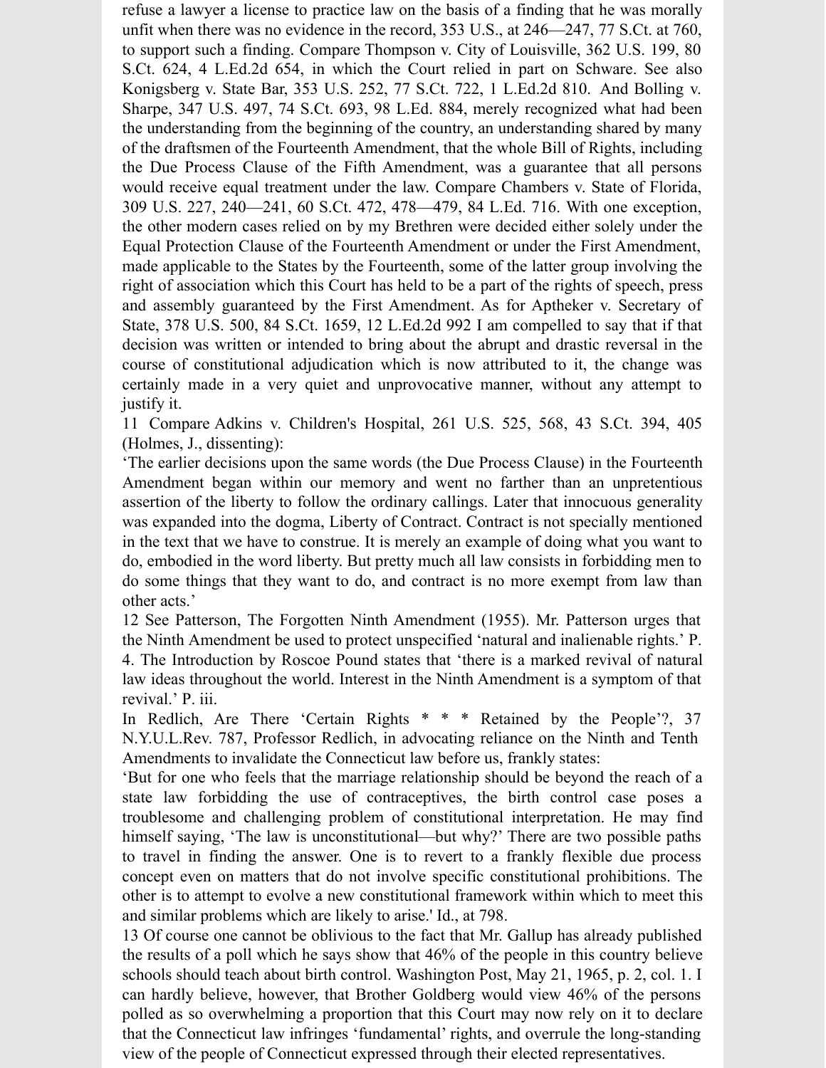refuse a lawyer a license to practice law on the basis of a finding that he was morally unfit when there was no evidence in the record, 353 U.S., at 246—247, 77 S.Ct. at 760, to support such a finding. Compare Thompson v. City of Louisville, 362 U.S. 199, 80 S.Ct. 624, 4 L.Ed.2d 654, in which the Court relied in part on Schware. See also Konigsberg v. State Bar, 353 U.S. 252, 77 S.Ct. 722, 1 L.Ed.2d 810. And Bolling v. Sharpe, 347 U.S. 497, 74 S.Ct. 693, 98 L.Ed. 884, merely recognized what had been the understanding from the beginning of the country, an understanding shared by many of the draftsmen of the Fourteenth Amendment, that the whole Bill of Rights, including the Due Process Clause of the Fifth Amendment, was a guarantee that all persons would receive equal treatment under the law. Compare Chambers v. State of Florida, 309 U.S. 227, 240—241, 60 S.Ct. 472, 478—479, 84 L.Ed. 716. With one exception, the other modern cases relied on by my Brethren were decided either solely under the Equal Protection Clause of the Fourteenth Amendment or under the First Amendment, made applicable to the States by the Fourteenth, some of the latter group involving the right of association which this Court has held to be a part of the rights of speech, press and assembly guaranteed by the First Amendment. As for Aptheker v. Secretary of State, 378 U.S. 500, 84 S.Ct. 1659, 12 L.Ed.2d 992 I am compelled to say that if that decision was written or intended to bring about the abrupt and drastic reversal in the course of constitutional adjudication which is now attributed to it, the change was certainly made in a very quiet and unprovocative manner, without any attempt to justify it.

11 Compare Adkins v. Children's Hospital, 261 U.S. 525, 568, 43 S.Ct. 394, 405 (Holmes, J., dissenting):

'The earlier decisions upon the same words (the Due Process Clause) in the Fourteenth Amendment began within our memory and went no farther than an unpretentious assertion of the liberty to follow the ordinary callings. Later that innocuous generality was expanded into the dogma, Liberty of Contract. Contract is not specially mentioned in the text that we have to construe. It is merely an example of doing what you want to do, embodied in the word liberty. But pretty much all law consists in forbidding men to do some things that they want to do, and contract is no more exempt from law than other acts.'

12 See Patterson, The Forgotten Ninth Amendment (1955). Mr. Patterson urges that the Ninth Amendment be used to protect unspecified 'natural and inalienable rights.' P. 4. The Introduction by Roscoe Pound states that 'there is a marked revival of natural law ideas throughout the world. Interest in the Ninth Amendment is a symptom of that revival.' P. iii.

In Redlich, Are There 'Certain Rights * * * Retained by the People'?, 37 N.Y.U.L.Rev. 787, Professor Redlich, in advocating reliance on the Ninth and Tenth Amendments to invalidate the Connecticut law before us, frankly states:

'But for one who feels that the marriage relationship should be beyond the reach of a state law forbidding the use of contraceptives, the birth control case poses a troublesome and challenging problem of constitutional interpretation. He may find himself saying, 'The law is unconstitutional—but why?' There are two possible paths to travel in finding the answer. One is to revert to a frankly flexible due process concept even on matters that do not involve specific constitutional prohibitions. The other is to attempt to evolve a new constitutional framework within which to meet this and similar problems which are likely to arise.' Id., at 798.

13 Of course one cannot be oblivious to the fact that Mr. Gallup has already published the results of a poll which he says show that 46% of the people in this country believe schools should teach about birth control. Washington Post, May 21, 1965, p. 2, col. 1. I can hardly believe, however, that Brother Goldberg would view 46% of the persons polled as so overwhelming a proportion that this Court may now rely on it to declare that the Connecticut law infringes 'fundamental' rights, and overrule the long-standing view of the people of Connecticut expressed through their elected representatives.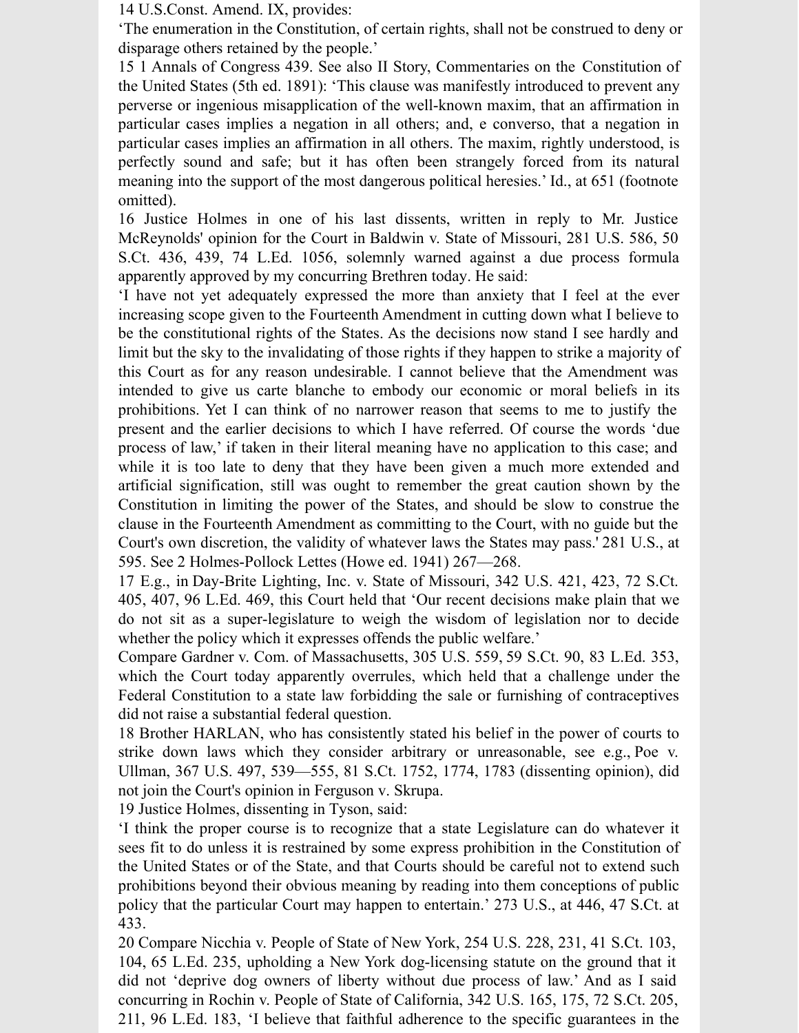14 U.S.Const. Amend. IX, provides:

'The enumeration in the Constitution, of certain rights, shall not be construed to deny or disparage others retained by the people.'

15 1 Annals of Congress 439. See also II Story, Commentaries on the Constitution of the United States (5th ed. 1891): 'This clause was manifestly introduced to prevent any perverse or ingenious misapplication of the well-known maxim, that an affirmation in particular cases implies a negation in all others; and, e converso, that a negation in particular cases implies an affirmation in all others. The maxim, rightly understood, is perfectly sound and safe; but it has often been strangely forced from its natural meaning into the support of the most dangerous political heresies.' Id., at 651 (footnote omitted).

16 Justice Holmes in one of his last dissents, written in reply to Mr. Justice McReynolds' opinion for the Court in Baldwin v. State of Missouri, 281 U.S. 586, 50 S.Ct. 436, 439, 74 L.Ed. 1056, solemnly warned against a due process formula apparently approved by my concurring Brethren today. He said:

'I have not yet adequately expressed the more than anxiety that I feel at the ever increasing scope given to the Fourteenth Amendment in cutting down what I believe to be the constitutional rights of the States. As the decisions now stand I see hardly and limit but the sky to the invalidating of those rights if they happen to strike a majority of this Court as for any reason undesirable. I cannot believe that the Amendment was intended to give us carte blanche to embody our economic or moral beliefs in its prohibitions. Yet I can think of no narrower reason that seems to me to justify the present and the earlier decisions to which I have referred. Of course the words 'due process of law,' if taken in their literal meaning have no application to this case; and while it is too late to deny that they have been given a much more extended and artificial signification, still was ought to remember the great caution shown by the Constitution in limiting the power of the States, and should be slow to construe the clause in the Fourteenth Amendment as committing to the Court, with no guide but the Court's own discretion, the validity of whatever laws the States may pass.' 281 U.S., at 595. See 2 Holmes-Pollock Lettes (Howe ed. 1941) 267—268.

17 E.g., in Day-Brite Lighting, Inc. v. State of Missouri, 342 U.S. 421, 423, 72 S.Ct. 405, 407, 96 L.Ed. 469, this Court held that 'Our recent decisions make plain that we do not sit as a super-legislature to weigh the wisdom of legislation nor to decide whether the policy which it expresses offends the public welfare.'

Compare Gardner v. Com. of Massachusetts, 305 U.S. 559, 59 S.Ct. 90, 83 L.Ed. 353, which the Court today apparently overrules, which held that a challenge under the Federal Constitution to a state law forbidding the sale or furnishing of contraceptives did not raise a substantial federal question.

18 Brother HARLAN, who has consistently stated his belief in the power of courts to strike down laws which they consider arbitrary or unreasonable, see e.g., Poe v. Ullman, 367 U.S. 497, 539—555, 81 S.Ct. 1752, 1774, 1783 (dissenting opinion), did not join the Court's opinion in Ferguson v. Skrupa.

19 Justice Holmes, dissenting in Tyson, said:

'I think the proper course is to recognize that a state Legislature can do whatever it sees fit to do unless it is restrained by some express prohibition in the Constitution of the United States or of the State, and that Courts should be careful not to extend such prohibitions beyond their obvious meaning by reading into them conceptions of public policy that the particular Court may happen to entertain.' 273 U.S., at 446, 47 S.Ct. at 433.

20 Compare Nicchia v. People of State of New York, 254 U.S. 228, 231, 41 S.Ct. 103, 104, 65 L.Ed. 235, upholding a New York dog-licensing statute on the ground that it did not 'deprive dog owners of liberty without due process of law.' And as I said concurring in Rochin v. People of State of California, 342 U.S. 165, 175, 72 S.Ct. 205, 211, 96 L.Ed. 183, 'I believe that faithful adherence to the specific guarantees in the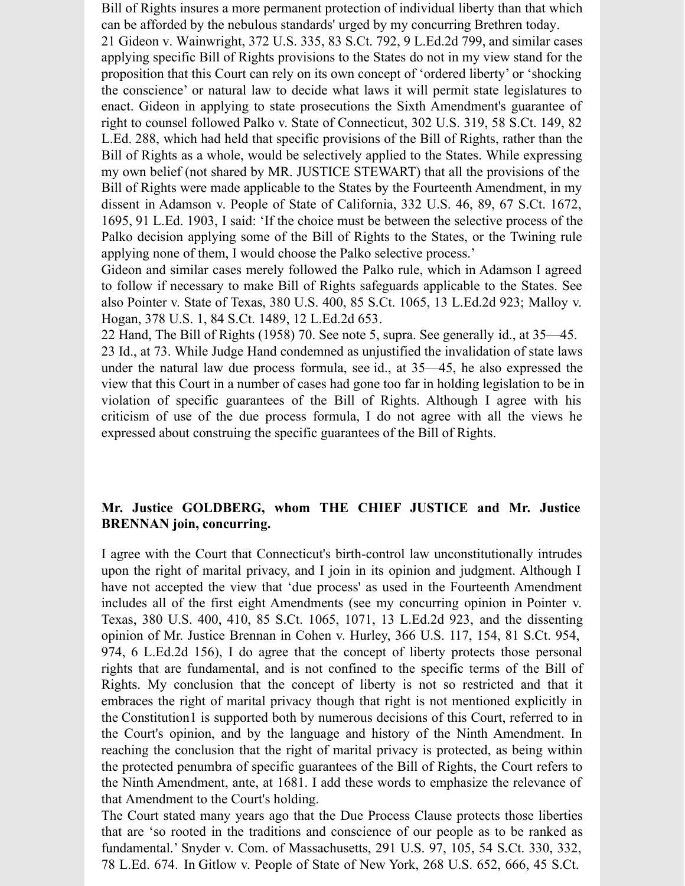Bill of Rights insures a more permanent protection of individual liberty than that which can be afforded by the nebulous standards' urged by my concurring Brethren today.

21 Gideon v. Wainwright, 372 U.S. 335, 83 S.Ct. 792, 9 L.Ed.2d 799, and similar cases applying specific Bill of Rights provisions to the States do not in my view stand for the proposition that this Court can rely on its own concept of 'ordered liberty' or 'shocking the conscience' or natural law to decide what laws it will permit state legislatures to enact. Gideon in applying to state prosecutions the Sixth Amendment's guarantee of right to counsel followed Palko v. State of Connecticut, 302 U.S. 319, 58 S.Ct. 149, 82 L.Ed. 288, which had held that specific provisions of the Bill of Rights, rather than the Bill of Rights as a whole, would be selectively applied to the States. While expressing my own belief (not shared by MR. JUSTICE STEWART) that all the provisions of the Bill of Rights were made applicable to the States by the Fourteenth Amendment, in my dissent in Adamson v. People of State of California, 332 U.S. 46, 89, 67 S.Ct. 1672, 1695, 91 L.Ed. 1903, I said: 'If the choice must be between the selective process of the Palko decision applying some of the Bill of Rights to the States, or the Twining rule applying none of them, I would choose the Palko selective process.'

Gideon and similar cases merely followed the Palko rule, which in Adamson I agreed to follow if necessary to make Bill of Rights safeguards applicable to the States. See also Pointer v. State of Texas, 380 U.S. 400, 85 S.Ct. 1065, 13 L.Ed.2d 923; Malloy v. Hogan, 378 U.S. 1, 84 S.Ct. 1489, 12 L.Ed.2d 653.

22 Hand, The Bill of Rights (1958) 70. See note 5, supra. See generally id., at 35—45.

23 Id., at 73. While Judge Hand condemned as unjustified the invalidation of state laws under the natural law due process formula, see id., at 35—45, he also expressed the view that this Court in a number of cases had gone too far in holding legislation to be in violation of specific guarantees of the Bill of Rights. Although I agree with his criticism of use of the due process formula, I do not agree with all the views he expressed about construing the specific guarantees of the Bill of Rights.

**Mr. Justice GOLDBERG, whom THE CHIEF JUSTICE and Mr. Justice BRENNAN join, concurring.**

I agree with the Court that Connecticut's birth-control law unconstitutionally intrudes upon the right of marital privacy, and I join in its opinion and judgment. Although I have not accepted the view that 'due process' as used in the Fourteenth Amendment includes all of the first eight Amendments (see my concurring opinion in Pointer v. Texas, 380 U.S. 400, 410, 85 S.Ct. 1065, 1071, 13 L.Ed.2d 923, and the dissenting opinion of Mr. Justice Brennan in Cohen v. Hurley, 366 U.S. 117, 154, 81 S.Ct. 954, 974, 6 L.Ed.2d 156), I do agree that the concept of liberty protects those personal rights that are fundamental, and is not confined to the specific terms of the Bill of Rights. My conclusion that the concept of liberty is not so restricted and that it embraces the right of marital privacy though that right is not mentioned explicitly in the Constitution[1] is supported both by numerous decisions of this Court, referred to in the Court's opinion, and by the language and history of the Ninth Amendment. In reaching the conclusion that the right of marital privacy is protected, as being within the protected penumbra of specific guarantees of the Bill of Rights, the Court refers to the Ninth Amendment, ante, at 1681. I add these words to emphasize the relevance of that Amendment to the Court's holding.

The Court stated many years ago that the Due Process Clause protects those liberties that are 'so rooted in the traditions and conscience of our people as to be ranked as fundamental.' Snyder v. Com. of Massachusetts, 291 U.S. 97, 105, 54 S.Ct. 330, 332, 78 L.Ed. 674. In Gitlow v. People of State of New York, 268 U.S. 652, 666, 45 S.Ct.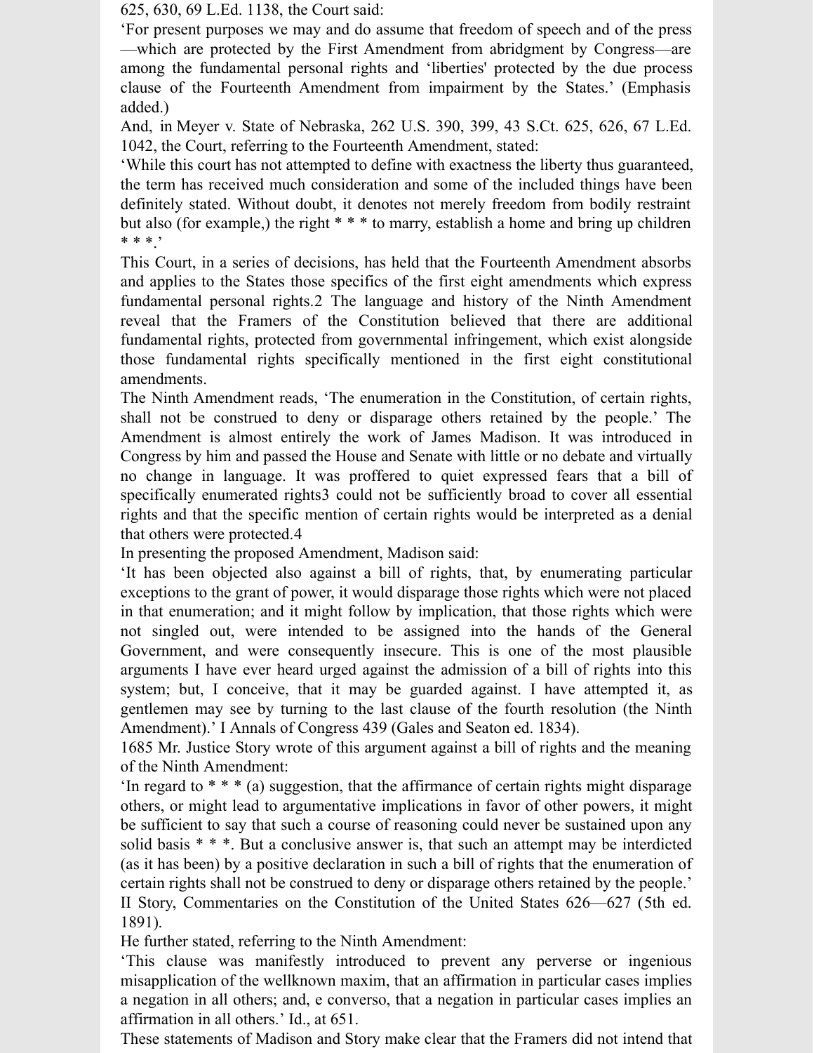625, 630, 69 L.Ed. 1138, the Court said:

'For present purposes we may and do assume that freedom of speech and of the press—which are protected by the First Amendment from abridgment by Congress—are among the fundamental personal rights and 'liberties' protected by the due process clause of the Fourteenth Amendment from impairment by the States.' (Emphasis added.)

And, in Meyer v. State of Nebraska, 262 U.S. 390, 399, 43 S.Ct. 625, 626, 67 L.Ed. 1042, the Court, referring to the Fourteenth Amendment, stated:

'While this court has not attempted to define with exactness the liberty thus guaranteed, the term has received much consideration and some of the included things have been definitely stated. Without doubt, it denotes not merely freedom from bodily restraint but also (for example,) the right * * * to marry, establish a home and bring up children * * *.'

This Court, in a series of decisions, has held that the Fourteenth Amendment absorbs and applies to the States those specifics of the first eight amendments which express fundamental personal rights.2 The language and history of the Ninth Amendment reveal that the Framers of the Constitution believed that there are additional fundamental rights, protected from governmental infringement, which exist alongside those fundamental rights specifically mentioned in the first eight constitutional amendments.

The Ninth Amendment reads, 'The enumeration in the Constitution, of certain rights, shall not be construed to deny or disparage others retained by the people.' The Amendment is almost entirely the work of James Madison. It was introduced in Congress by him and passed the House and Senate with little or no debate and virtually no change in language. It was proffered to quiet expressed fears that a bill of specifically enumerated rights3 could not be sufficiently broad to cover all essential rights and that the specific mention of certain rights would be interpreted as a denial that others were protected.4

In presenting the proposed Amendment, Madison said:

'It has been objected also against a bill of rights, that, by enumerating particular exceptions to the grant of power, it would disparage those rights which were not placed in that enumeration; and it might follow by implication, that those rights which were not singled out, were intended to be assigned into the hands of the General Government, and were consequently insecure. This is one of the most plausible arguments I have ever heard urged against the admission of a bill of rights into this system; but, I conceive, that it may be guarded against. I have attempted it, as gentlemen may see by turning to the last clause of the fourth resolution (the Ninth Amendment).' I Annals of Congress 439 (Gales and Seaton ed. 1834).

1685 Mr. Justice Story wrote of this argument against a bill of rights and the meaning of the Ninth Amendment:

'In regard to * * * (a) suggestion, that the affirmance of certain rights might disparage others, or might lead to argumentative implications in favor of other powers, it might be sufficient to say that such a course of reasoning could never be sustained upon any solid basis * * *. But a conclusive answer is, that such an attempt may be interdicted (as it has been) by a positive declaration in such a bill of rights that the enumeration of certain rights shall not be construed to deny or disparage others retained by the people.' II Story, Commentaries on the Constitution of the United States 626—627 (5th ed. 1891).

He further stated, referring to the Ninth Amendment:

'This clause was manifestly introduced to prevent any perverse or ingenious misapplication of the wellknown maxim, that an affirmation in particular cases implies a negation in all others; and, e converso, that a negation in particular cases implies an affirmation in all others.' Id., at 651.

These statements of Madison and Story make clear that the Framers did not intend that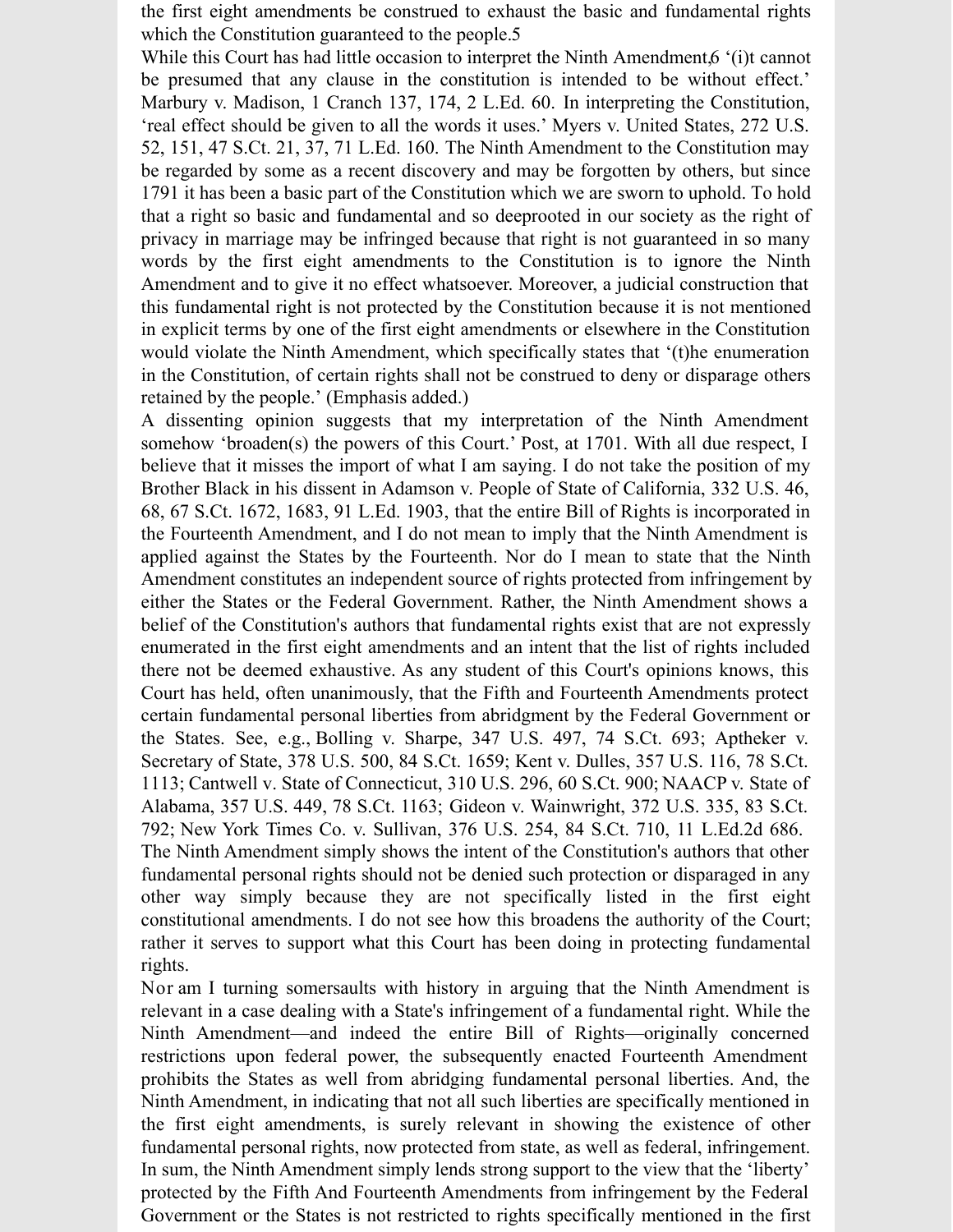the first eight amendments be construed to exhaust the basic and fundamental rights which the Constitution guaranteed to the people.5

While this Court has had little occasion to interpret the Ninth Amendment,6 '(i)t cannot be presumed that any clause in the constitution is intended to be without effect.' Marbury v. Madison, 1 Cranch 137, 174, 2 L.Ed. 60. In interpreting the Constitution, 'real effect should be given to all the words it uses.' Myers v. United States, 272 U.S. 52, 151, 47 S.Ct. 21, 37, 71 L.Ed. 160. The Ninth Amendment to the Constitution may be regarded by some as a recent discovery and may be forgotten by others, but since 1791 it has been a basic part of the Constitution which we are sworn to uphold. To hold that a right so basic and fundamental and so deeprooted in our society as the right of privacy in marriage may be infringed because that right is not guaranteed in so many words by the first eight amendments to the Constitution is to ignore the Ninth Amendment and to give it no effect whatsoever. Moreover, a judicial construction that this fundamental right is not protected by the Constitution because it is not mentioned in explicit terms by one of the first eight amendments or elsewhere in the Constitution would violate the Ninth Amendment, which specifically states that '(t)he enumeration in the Constitution, of certain rights shall not be construed to deny or disparage others retained by the people.' (Emphasis added.)

A dissenting opinion suggests that my interpretation of the Ninth Amendment somehow 'broaden(s) the powers of this Court.' Post, at 1701. With all due respect, I believe that it misses the import of what I am saying. I do not take the position of my Brother Black in his dissent in Adamson v. People of State of California, 332 U.S. 46, 68, 67 S.Ct. 1672, 1683, 91 L.Ed. 1903, that the entire Bill of Rights is incorporated in the Fourteenth Amendment, and I do not mean to imply that the Ninth Amendment is applied against the States by the Fourteenth. Nor do I mean to state that the Ninth Amendment constitutes an independent source of rights protected from infringement by either the States or the Federal Government. Rather, the Ninth Amendment shows a belief of the Constitution's authors that fundamental rights exist that are not expressly enumerated in the first eight amendments and an intent that the list of rights included there not be deemed exhaustive. As any student of this Court's opinions knows, this Court has held, often unanimously, that the Fifth and Fourteenth Amendments protect certain fundamental personal liberties from abridgment by the Federal Government or the States. See, e.g., Bolling v. Sharpe, 347 U.S. 497, 74 S.Ct. 693; Aptheker v. Secretary of State, 378 U.S. 500, 84 S.Ct. 1659; Kent v. Dulles, 357 U.S. 116, 78 S.Ct. 1113; Cantwell v. State of Connecticut, 310 U.S. 296, 60 S.Ct. 900; NAACP v. State of Alabama, 357 U.S. 449, 78 S.Ct. 1163; Gideon v. Wainwright, 372 U.S. 335, 83 S.Ct. 792; New York Times Co. v. Sullivan, 376 U.S. 254, 84 S.Ct. 710, 11 L.Ed.2d 686. The Ninth Amendment simply shows the intent of the Constitution's authors that other fundamental personal rights should not be denied such protection or disparaged in any other way simply because they are not specifically listed in the first eight constitutional amendments. I do not see how this broadens the authority of the Court; rather it serves to support what this Court has been doing in protecting fundamental rights.

Nor am I turning somersaults with history in arguing that the Ninth Amendment is relevant in a case dealing with a State's infringement of a fundamental right. While the Ninth Amendment—and indeed the entire Bill of Rights—originally concerned restrictions upon federal power, the subsequently enacted Fourteenth Amendment prohibits the States as well from abridging fundamental personal liberties. And, the Ninth Amendment, in indicating that not all such liberties are specifically mentioned in the first eight amendments, is surely relevant in showing the existence of other fundamental personal rights, now protected from state, as well as federal, infringement. In sum, the Ninth Amendment simply lends strong support to the view that the 'liberty' protected by the Fifth And Fourteenth Amendments from infringement by the Federal Government or the States is not restricted to rights specifically mentioned in the first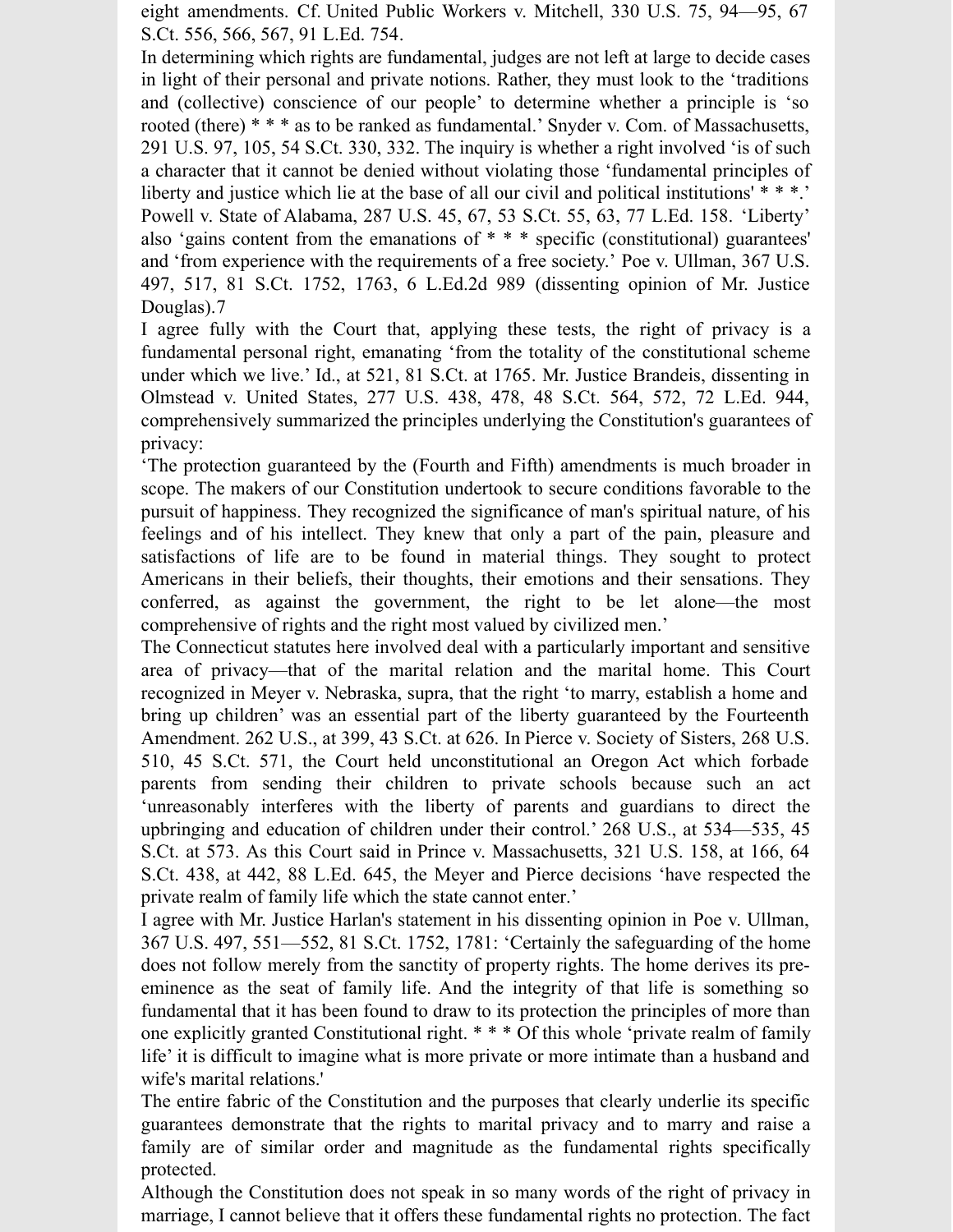eight amendments. Cf. United Public Workers v. Mitchell, 330 U.S. 75, 94—95, 67 S.Ct. 556, 566, 567, 91 L.Ed. 754.

In determining which rights are fundamental, judges are not left at large to decide cases in light of their personal and private notions. Rather, they must look to the 'traditions and (collective) conscience of our people' to determine whether a principle is 'so rooted (there) * * * as to be ranked as fundamental.' Snyder v. Com. of Massachusetts, 291 U.S. 97, 105, 54 S.Ct. 330, 332. The inquiry is whether a right involved 'is of such a character that it cannot be denied without violating those 'fundamental principles of liberty and justice which lie at the base of all our civil and political institutions' * * *.' Powell v. State of Alabama, 287 U.S. 45, 67, 53 S.Ct. 55, 63, 77 L.Ed. 158. 'Liberty' also 'gains content from the emanations of * * * specific (constitutional) guarantees' and 'from experience with the requirements of a free society.' Poe v. Ullman, 367 U.S. 497, 517, 81 S.Ct. 1752, 1763, 6 L.Ed.2d 989 (dissenting opinion of Mr. Justice Douglas).7

I agree fully with the Court that, applying these tests, the right of privacy is a fundamental personal right, emanating 'from the totality of the constitutional scheme under which we live.' Id., at 521, 81 S.Ct. at 1765. Mr. Justice Brandeis, dissenting in Olmstead v. United States, 277 U.S. 438, 478, 48 S.Ct. 564, 572, 72 L.Ed. 944, comprehensively summarized the principles underlying the Constitution's guarantees of privacy:

'The protection guaranteed by the (Fourth and Fifth) amendments is much broader in scope. The makers of our Constitution undertook to secure conditions favorable to the pursuit of happiness. They recognized the significance of man's spiritual nature, of his feelings and of his intellect. They knew that only a part of the pain, pleasure and satisfactions of life are to be found in material things. They sought to protect Americans in their beliefs, their thoughts, their emotions and their sensations. They conferred, as against the government, the right to be let alone—the most comprehensive of rights and the right most valued by civilized men.'

The Connecticut statutes here involved deal with a particularly important and sensitive area of privacy—that of the marital relation and the marital home. This Court recognized in Meyer v. Nebraska, supra, that the right 'to marry, establish a home and bring up children' was an essential part of the liberty guaranteed by the Fourteenth Amendment. 262 U.S., at 399, 43 S.Ct. at 626. In Pierce v. Society of Sisters, 268 U.S. 510, 45 S.Ct. 571, the Court held unconstitutional an Oregon Act which forbade parents from sending their children to private schools because such an act 'unreasonably interferes with the liberty of parents and guardians to direct the upbringing and education of children under their control.' 268 U.S., at 534—535, 45 S.Ct. at 573. As this Court said in Prince v. Massachusetts, 321 U.S. 158, at 166, 64 S.Ct. 438, at 442, 88 L.Ed. 645, the Meyer and Pierce decisions 'have respected the private realm of family life which the state cannot enter.'

I agree with Mr. Justice Harlan's statement in his dissenting opinion in Poe v. Ullman, 367 U.S. 497, 551—552, 81 S.Ct. 1752, 1781: 'Certainly the safeguarding of the home does not follow merely from the sanctity of property rights. The home derives its pre-eminence as the seat of family life. And the integrity of that life is something so fundamental that it has been found to draw to its protection the principles of more than one explicitly granted Constitutional right. * * * Of this whole 'private realm of family life' it is difficult to imagine what is more private or more intimate than a husband and wife's marital relations.'

The entire fabric of the Constitution and the purposes that clearly underlie its specific guarantees demonstrate that the rights to marital privacy and to marry and raise a family are of similar order and magnitude as the fundamental rights specifically protected.

Although the Constitution does not speak in so many words of the right of privacy in marriage, I cannot believe that it offers these fundamental rights no protection. The fact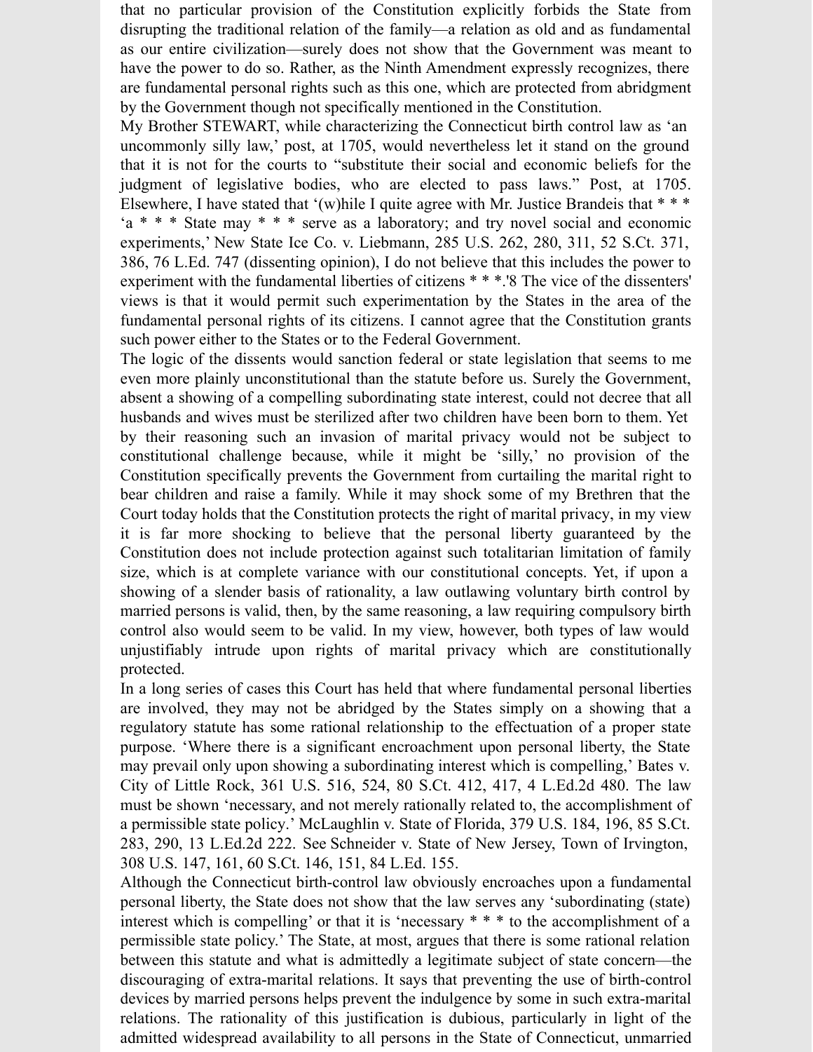that no particular provision of the Constitution explicitly forbids the State from disrupting the traditional relation of the family—a relation as old and as fundamental as our entire civilization—surely does not show that the Government was meant to have the power to do so. Rather, as the Ninth Amendment expressly recognizes, there are fundamental personal rights such as this one, which are protected from abridgment by the Government though not specifically mentioned in the Constitution.

My Brother STEWART, while characterizing the Connecticut birth control law as 'an uncommonly silly law,' post, at 1705, would nevertheless let it stand on the ground that it is not for the courts to "substitute their social and economic beliefs for the judgment of legislative bodies, who are elected to pass laws." Post, at 1705. Elsewhere, I have stated that '(w)hile I quite agree with Mr. Justice Brandeis that * * * 'a * * * State may * * * serve as a laboratory; and try novel social and economic experiments,' New State Ice Co. v. Liebmann, 285 U.S. 262, 280, 311, 52 S.Ct. 371, 386, 76 L.Ed. 747 (dissenting opinion), I do not believe that this includes the power to experiment with the fundamental liberties of citizens * * *.'8 The vice of the dissenters' views is that it would permit such experimentation by the States in the area of the fundamental personal rights of its citizens. I cannot agree that the Constitution grants such power either to the States or to the Federal Government.

The logic of the dissents would sanction federal or state legislation that seems to me even more plainly unconstitutional than the statute before us. Surely the Government, absent a showing of a compelling subordinating state interest, could not decree that all husbands and wives must be sterilized after two children have been born to them. Yet by their reasoning such an invasion of marital privacy would not be subject to constitutional challenge because, while it might be 'silly,' no provision of the Constitution specifically prevents the Government from curtailing the marital right to bear children and raise a family. While it may shock some of my Brethren that the Court today holds that the Constitution protects the right of marital privacy, in my view it is far more shocking to believe that the personal liberty guaranteed by the Constitution does not include protection against such totalitarian limitation of family size, which is at complete variance with our constitutional concepts. Yet, if upon a showing of a slender basis of rationality, a law outlawing voluntary birth control by married persons is valid, then, by the same reasoning, a law requiring compulsory birth control also would seem to be valid. In my view, however, both types of law would unjustifiably intrude upon rights of marital privacy which are constitutionally protected.

In a long series of cases this Court has held that where fundamental personal liberties are involved, they may not be abridged by the States simply on a showing that a regulatory statute has some rational relationship to the effectuation of a proper state purpose. 'Where there is a significant encroachment upon personal liberty, the State may prevail only upon showing a subordinating interest which is compelling,' Bates v. City of Little Rock, 361 U.S. 516, 524, 80 S.Ct. 412, 417, 4 L.Ed.2d 480. The law must be shown 'necessary, and not merely rationally related to, the accomplishment of a permissible state policy.' McLaughlin v. State of Florida, 379 U.S. 184, 196, 85 S.Ct. 283, 290, 13 L.Ed.2d 222. See Schneider v. State of New Jersey, Town of Irvington, 308 U.S. 147, 161, 60 S.Ct. 146, 151, 84 L.Ed. 155.

Although the Connecticut birth-control law obviously encroaches upon a fundamental personal liberty, the State does not show that the law serves any 'subordinating (state) interest which is compelling' or that it is 'necessary * * * to the accomplishment of a permissible state policy.' The State, at most, argues that there is some rational relation between this statute and what is admittedly a legitimate subject of state concern—the discouraging of extra-marital relations. It says that preventing the use of birth-control devices by married persons helps prevent the indulgence by some in such extra-marital relations. The rationality of this justification is dubious, particularly in light of the admitted widespread availability to all persons in the State of Connecticut, unmarried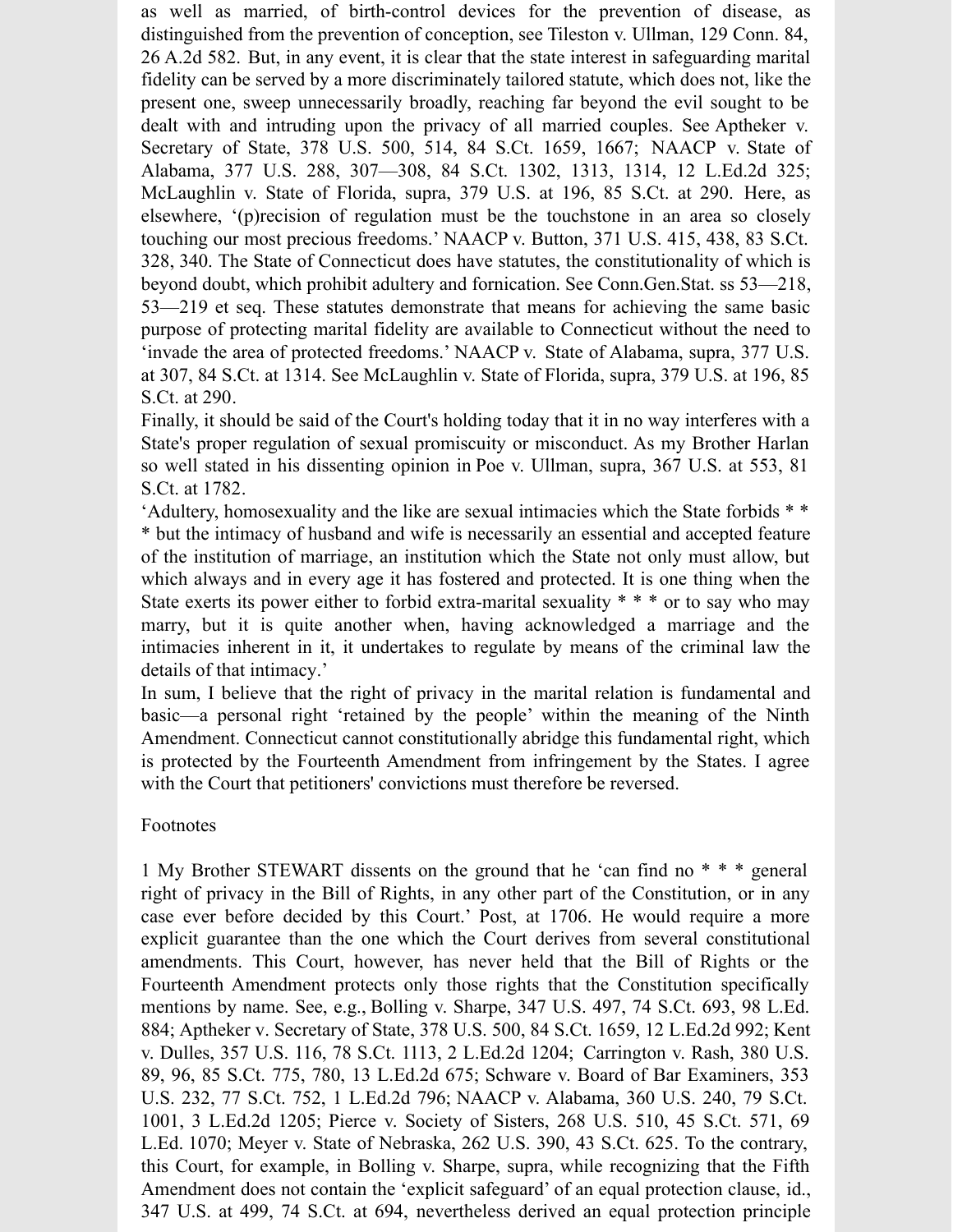as well as married, of birth-control devices for the prevention of disease, as distinguished from the prevention of conception, see Tileston v. Ullman, 129 Conn. 84, 26 A.2d 582. But, in any event, it is clear that the state interest in safeguarding marital fidelity can be served by a more discriminately tailored statute, which does not, like the present one, sweep unnecessarily broadly, reaching far beyond the evil sought to be dealt with and intruding upon the privacy of all married couples. See Aptheker v. Secretary of State, 378 U.S. 500, 514, 84 S.Ct. 1659, 1667; NAACP v. State of Alabama, 377 U.S. 288, 307—308, 84 S.Ct. 1302, 1313, 1314, 12 L.Ed.2d 325; McLaughlin v. State of Florida, supra, 379 U.S. at 196, 85 S.Ct. at 290. Here, as elsewhere, '(p)recision of regulation must be the touchstone in an area so closely touching our most precious freedoms.' NAACP v. Button, 371 U.S. 415, 438, 83 S.Ct. 328, 340. The State of Connecticut does have statutes, the constitutionality of which is beyond doubt, which prohibit adultery and fornication. See Conn.Gen.Stat. ss 53—218, 53—219 et seq. These statutes demonstrate that means for achieving the same basic purpose of protecting marital fidelity are available to Connecticut without the need to 'invade the area of protected freedoms.' NAACP v. State of Alabama, supra, 377 U.S. at 307, 84 S.Ct. at 1314. See McLaughlin v. State of Florida, supra, 379 U.S. at 196, 85 S.Ct. at 290.

Finally, it should be said of the Court's holding today that it in no way interferes with a State's proper regulation of sexual promiscuity or misconduct. As my Brother Harlan so well stated in his dissenting opinion in Poe v. Ullman, supra, 367 U.S. at 553, 81 S.Ct. at 1782.

'Adultery, homosexuality and the like are sexual intimacies which the State forbids * * * but the intimacy of husband and wife is necessarily an essential and accepted feature of the institution of marriage, an institution which the State not only must allow, but which always and in every age it has fostered and protected. It is one thing when the State exerts its power either to forbid extra-marital sexuality * * * or to say who may marry, but it is quite another when, having acknowledged a marriage and the intimacies inherent in it, it undertakes to regulate by means of the criminal law the details of that intimacy.'

In sum, I believe that the right of privacy in the marital relation is fundamental and basic—a personal right 'retained by the people' within the meaning of the Ninth Amendment. Connecticut cannot constitutionally abridge this fundamental right, which is protected by the Fourteenth Amendment from infringement by the States. I agree with the Court that petitioners' convictions must therefore be reversed.

Footnotes

1 My Brother STEWART dissents on the ground that he 'can find no * * * general right of privacy in the Bill of Rights, in any other part of the Constitution, or in any case ever before decided by this Court.' Post, at 1706. He would require a more explicit guarantee than the one which the Court derives from several constitutional amendments. This Court, however, has never held that the Bill of Rights or the Fourteenth Amendment protects only those rights that the Constitution specifically mentions by name. See, e.g., Bolling v. Sharpe, 347 U.S. 497, 74 S.Ct. 693, 98 L.Ed. 884; Aptheker v. Secretary of State, 378 U.S. 500, 84 S.Ct. 1659, 12 L.Ed.2d 992; Kent v. Dulles, 357 U.S. 116, 78 S.Ct. 1113, 2 L.Ed.2d 1204; Carrington v. Rash, 380 U.S. 89, 96, 85 S.Ct. 775, 780, 13 L.Ed.2d 675; Schware v. Board of Bar Examiners, 353 U.S. 232, 77 S.Ct. 752, 1 L.Ed.2d 796; NAACP v. Alabama, 360 U.S. 240, 79 S.Ct. 1001, 3 L.Ed.2d 1205; Pierce v. Society of Sisters, 268 U.S. 510, 45 S.Ct. 571, 69 L.Ed. 1070; Meyer v. State of Nebraska, 262 U.S. 390, 43 S.Ct. 625. To the contrary, this Court, for example, in Bolling v. Sharpe, supra, while recognizing that the Fifth Amendment does not contain the 'explicit safeguard' of an equal protection clause, id., 347 U.S. at 499, 74 S.Ct. at 694, nevertheless derived an equal protection principle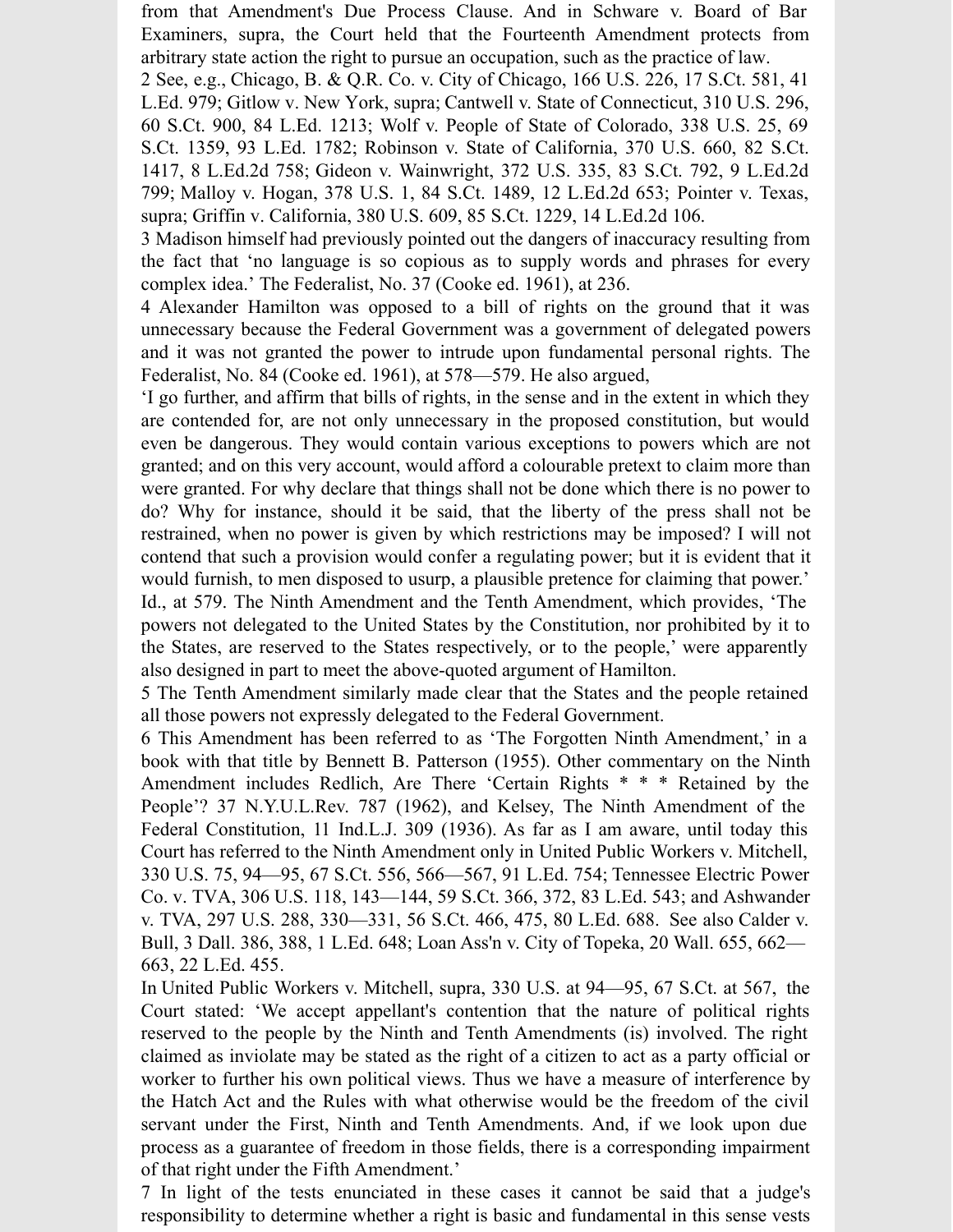from that Amendment's Due Process Clause. And in Schware v. Board of Bar Examiners, supra, the Court held that the Fourteenth Amendment protects from arbitrary state action the right to pursue an occupation, such as the practice of law.

2 See, e.g., Chicago, B. & Q.R. Co. v. City of Chicago, 166 U.S. 226, 17 S.Ct. 581, 41 L.Ed. 979; Gitlow v. New York, supra; Cantwell v. State of Connecticut, 310 U.S. 296, 60 S.Ct. 900, 84 L.Ed. 1213; Wolf v. People of State of Colorado, 338 U.S. 25, 69 S.Ct. 1359, 93 L.Ed. 1782; Robinson v. State of California, 370 U.S. 660, 82 S.Ct. 1417, 8 L.Ed.2d 758; Gideon v. Wainwright, 372 U.S. 335, 83 S.Ct. 792, 9 L.Ed.2d 799; Malloy v. Hogan, 378 U.S. 1, 84 S.Ct. 1489, 12 L.Ed.2d 653; Pointer v. Texas, supra; Griffin v. California, 380 U.S. 609, 85 S.Ct. 1229, 14 L.Ed.2d 106.

3 Madison himself had previously pointed out the dangers of inaccuracy resulting from the fact that 'no language is so copious as to supply words and phrases for every complex idea.' The Federalist, No. 37 (Cooke ed. 1961), at 236.

4 Alexander Hamilton was opposed to a bill of rights on the ground that it was unnecessary because the Federal Government was a government of delegated powers and it was not granted the power to intrude upon fundamental personal rights. The Federalist, No. 84 (Cooke ed. 1961), at 578—579. He also argued,

'I go further, and affirm that bills of rights, in the sense and in the extent in which they are contended for, are not only unnecessary in the proposed constitution, but would even be dangerous. They would contain various exceptions to powers which are not granted; and on this very account, would afford a colourable pretext to claim more than were granted. For why declare that things shall not be done which there is no power to do? Why for instance, should it be said, that the liberty of the press shall not be restrained, when no power is given by which restrictions may be imposed? I will not contend that such a provision would confer a regulating power; but it is evident that it would furnish, to men disposed to usurp, a plausible pretence for claiming that power.' Id., at 579. The Ninth Amendment and the Tenth Amendment, which provides, 'The powers not delegated to the United States by the Constitution, nor prohibited by it to the States, are reserved to the States respectively, or to the people,' were apparently also designed in part to meet the above-quoted argument of Hamilton.

5 The Tenth Amendment similarly made clear that the States and the people retained all those powers not expressly delegated to the Federal Government.

6 This Amendment has been referred to as 'The Forgotten Ninth Amendment,' in a book with that title by Bennett B. Patterson (1955). Other commentary on the Ninth Amendment includes Redlich, Are There 'Certain Rights * * * Retained by the People'? 37 N.Y.U.L.Rev. 787 (1962), and Kelsey, The Ninth Amendment of the Federal Constitution, 11 Ind.L.J. 309 (1936). As far as I am aware, until today this Court has referred to the Ninth Amendment only in United Public Workers v. Mitchell, 330 U.S. 75, 94—95, 67 S.Ct. 556, 566—567, 91 L.Ed. 754; Tennessee Electric Power Co. v. TVA, 306 U.S. 118, 143—144, 59 S.Ct. 366, 372, 83 L.Ed. 543; and Ashwander v. TVA, 297 U.S. 288, 330—331, 56 S.Ct. 466, 475, 80 L.Ed. 688. See also Calder v. Bull, 3 Dall. 386, 388, 1 L.Ed. 648; Loan Ass'n v. City of Topeka, 20 Wall. 655, 662—663, 22 L.Ed. 455.

In United Public Workers v. Mitchell, supra, 330 U.S. at 94—95, 67 S.Ct. at 567, the Court stated: 'We accept appellant's contention that the nature of political rights reserved to the people by the Ninth and Tenth Amendments (is) involved. The right claimed as inviolate may be stated as the right of a citizen to act as a party official or worker to further his own political views. Thus we have a measure of interference by the Hatch Act and the Rules with what otherwise would be the freedom of the civil servant under the First, Ninth and Tenth Amendments. And, if we look upon due process as a guarantee of freedom in those fields, there is a corresponding impairment of that right under the Fifth Amendment.'

7 In light of the tests enunciated in these cases it cannot be said that a judge's responsibility to determine whether a right is basic and fundamental in this sense vests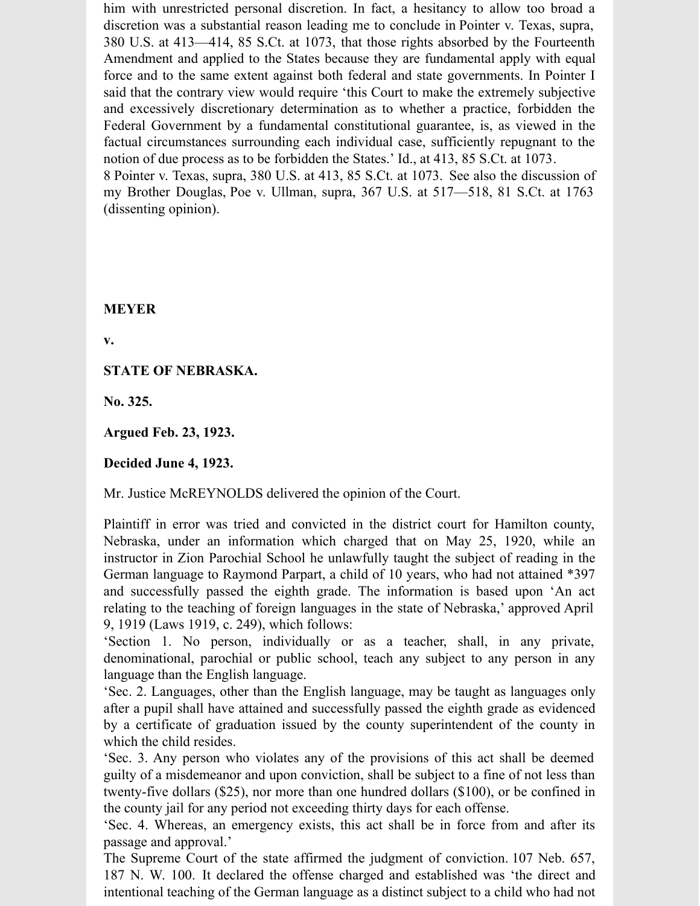him with unrestricted personal discretion. In fact, a hesitancy to allow too broad a discretion was a substantial reason leading me to conclude in Pointer v. Texas, supra, 380 U.S. at 413—414, 85 S.Ct. at 1073, that those rights absorbed by the Fourteenth Amendment and applied to the States because they are fundamental apply with equal force and to the same extent against both federal and state governments. In Pointer I said that the contrary view would require 'this Court to make the extremely subjective and excessively discretionary determination as to whether a practice, forbidden the Federal Government by a fundamental constitutional guarantee, is, as viewed in the factual circumstances surrounding each individual case, sufficiently repugnant to the notion of due process as to be forbidden the States.' Id., at 413, 85 S.Ct. at 1073.

8 Pointer v. Texas, supra, 380 U.S. at 413, 85 S.Ct. at 1073. See also the discussion of my Brother Douglas, Poe v. Ullman, supra, 367 U.S. at 517—518, 81 S.Ct. at 1763 (dissenting opinion).

**MEYER**

**v.**

**STATE OF NEBRASKA.**

**No. 325.**

**Argued Feb. 23, 1923.**

**Decided June 4, 1923.**

Mr. Justice McREYNOLDS delivered the opinion of the Court.

Plaintiff in error was tried and convicted in the district court for Hamilton county, Nebraska, under an information which charged that on May 25, 1920, while an instructor in Zion Parochial School he unlawfully taught the subject of reading in the German language to Raymond Parpart, a child of 10 years, who had not attained *397 and successfully passed the eighth grade. The information is based upon 'An act relating to the teaching of foreign languages in the state of Nebraska,' approved April 9, 1919 (Laws 1919, c. 249), which follows:

'Section 1. No person, individually or as a teacher, shall, in any private, denominational, parochial or public school, teach any subject to any person in any language than the English language.

'Sec. 2. Languages, other than the English language, may be taught as languages only after a pupil shall have attained and successfully passed the eighth grade as evidenced by a certificate of graduation issued by the county superintendent of the county in which the child resides.

'Sec. 3. Any person who violates any of the provisions of this act shall be deemed guilty of a misdemeanor and upon conviction, shall be subject to a fine of not less than twenty-five dollars ($25), nor more than one hundred dollars ($100), or be confined in the county jail for any period not exceeding thirty days for each offense.

'Sec. 4. Whereas, an emergency exists, this act shall be in force from and after its passage and approval.'

The Supreme Court of the state affirmed the judgment of conviction. 107 Neb. 657, 187 N. W. 100. It declared the offense charged and established was 'the direct and intentional teaching of the German language as a distinct subject to a child who had not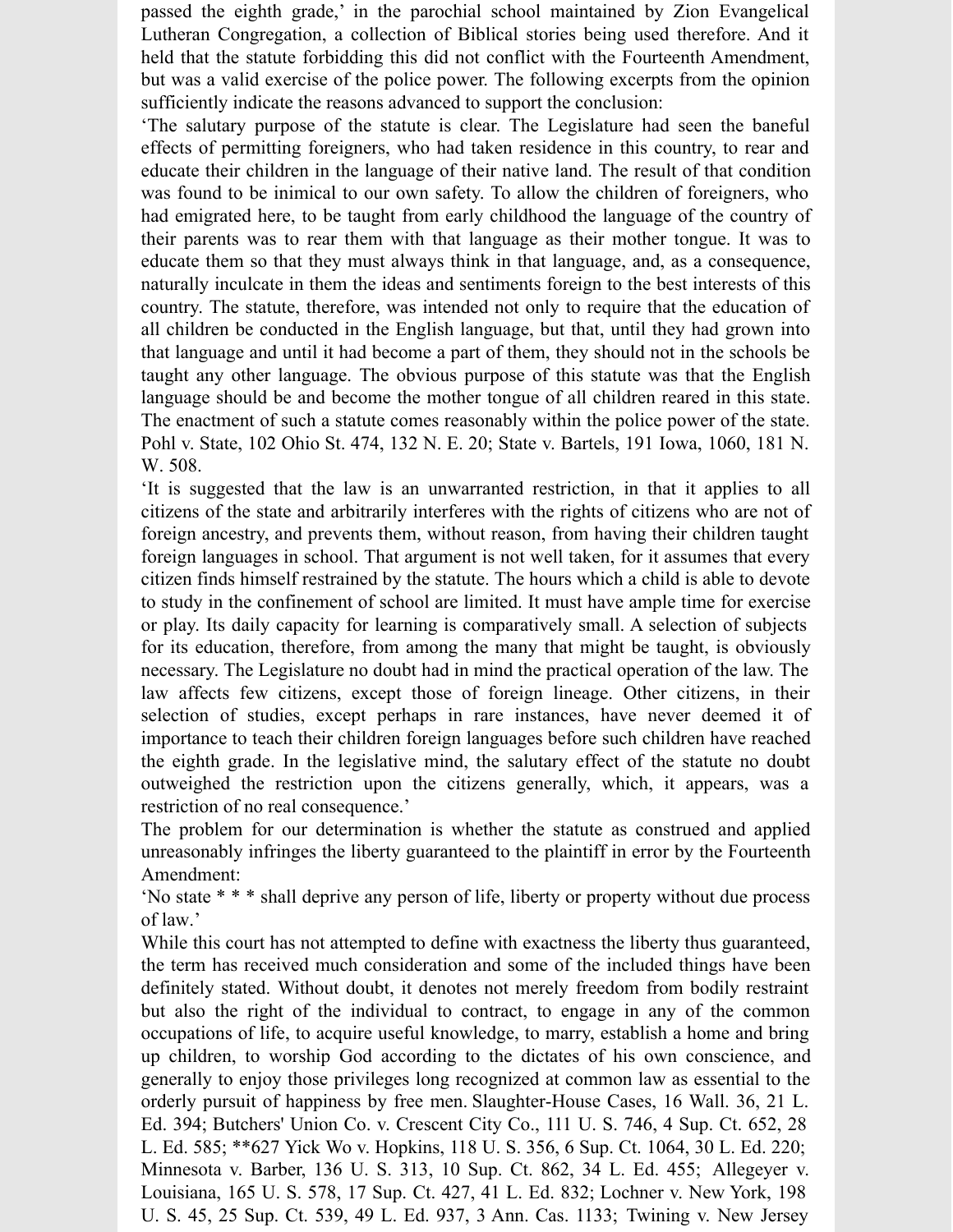passed the eighth grade,' in the parochial school maintained by Zion Evangelical Lutheran Congregation, a collection of Biblical stories being used therefore. And it held that the statute forbidding this did not conflict with the Fourteenth Amendment, but was a valid exercise of the police power. The following excerpts from the opinion sufficiently indicate the reasons advanced to support the conclusion:

'The salutary purpose of the statute is clear. The Legislature had seen the baneful effects of permitting foreigners, who had taken residence in this country, to rear and educate their children in the language of their native land. The result of that condition was found to be inimical to our own safety. To allow the children of foreigners, who had emigrated here, to be taught from early childhood the language of the country of their parents was to rear them with that language as their mother tongue. It was to educate them so that they must always think in that language, and, as a consequence, naturally inculcate in them the ideas and sentiments foreign to the best interests of this country. The statute, therefore, was intended not only to require that the education of all children be conducted in the English language, but that, until they had grown into that language and until it had become a part of them, they should not in the schools be taught any other language. The obvious purpose of this statute was that the English language should be and become the mother tongue of all children reared in this state. The enactment of such a statute comes reasonably within the police power of the state. Pohl v. State, 102 Ohio St. 474, 132 N. E. 20; State v. Bartels, 191 Iowa, 1060, 181 N. W. 508.

'It is suggested that the law is an unwarranted restriction, in that it applies to all citizens of the state and arbitrarily interferes with the rights of citizens who are not of foreign ancestry, and prevents them, without reason, from having their children taught foreign languages in school. That argument is not well taken, for it assumes that every citizen finds himself restrained by the statute. The hours which a child is able to devote to study in the confinement of school are limited. It must have ample time for exercise or play. Its daily capacity for learning is comparatively small. A selection of subjects for its education, therefore, from among the many that might be taught, is obviously necessary. The Legislature no doubt had in mind the practical operation of the law. The law affects few citizens, except those of foreign lineage. Other citizens, in their selection of studies, except perhaps in rare instances, have never deemed it of importance to teach their children foreign languages before such children have reached the eighth grade. In the legislative mind, the salutary effect of the statute no doubt outweighed the restriction upon the citizens generally, which, it appears, was a restriction of no real consequence.'

The problem for our determination is whether the statute as construed and applied unreasonably infringes the liberty guaranteed to the plaintiff in error by the Fourteenth Amendment:

'No state * * * shall deprive any person of life, liberty or property without due process of law.'

While this court has not attempted to define with exactness the liberty thus guaranteed, the term has received much consideration and some of the included things have been definitely stated. Without doubt, it denotes not merely freedom from bodily restraint but also the right of the individual to contract, to engage in any of the common occupations of life, to acquire useful knowledge, to marry, establish a home and bring up children, to worship God according to the dictates of his own conscience, and generally to enjoy those privileges long recognized at common law as essential to the orderly pursuit of happiness by free men. Slaughter-House Cases, 16 Wall. 36, 21 L. Ed. 394; Butchers' Union Co. v. Crescent City Co., 111 U. S. 746, 4 Sup. Ct. 652, 28 L. Ed. 585; **627 Yick Wo v. Hopkins, 118 U. S. 356, 6 Sup. Ct. 1064, 30 L. Ed. 220; Minnesota v. Barber, 136 U. S. 313, 10 Sup. Ct. 862, 34 L. Ed. 455; Allegeyer v. Louisiana, 165 U. S. 578, 17 Sup. Ct. 427, 41 L. Ed. 832; Lochner v. New York, 198 U. S. 45, 25 Sup. Ct. 539, 49 L. Ed. 937, 3 Ann. Cas. 1133; Twining v. New Jersey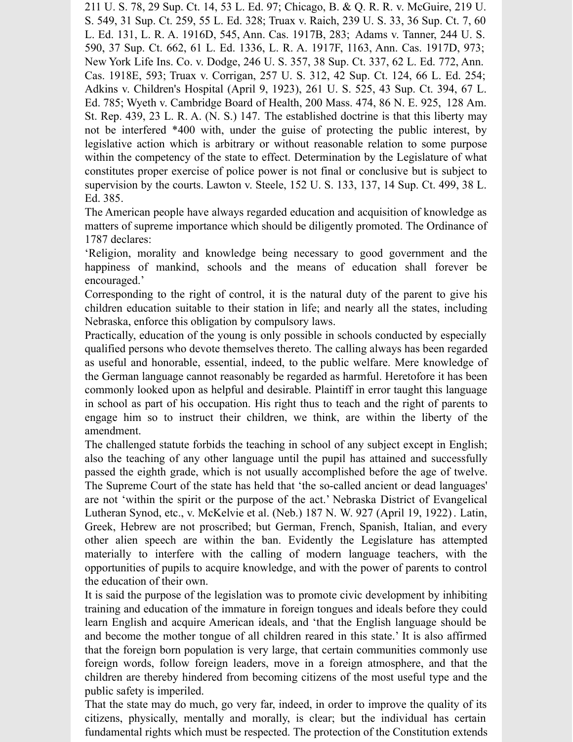211 U. S. 78, 29 Sup. Ct. 14, 53 L. Ed. 97; Chicago, B. & Q. R. R. v. McGuire, 219 U. S. 549, 31 Sup. Ct. 259, 55 L. Ed. 328; Truax v. Raich, 239 U. S. 33, 36 Sup. Ct. 7, 60 L. Ed. 131, L. R. A. 1916D, 545, Ann. Cas. 1917B, 283; Adams v. Tanner, 244 U. S. 590, 37 Sup. Ct. 662, 61 L. Ed. 1336, L. R. A. 1917F, 1163, Ann. Cas. 1917D, 973; New York Life Ins. Co. v. Dodge, 246 U. S. 357, 38 Sup. Ct. 337, 62 L. Ed. 772, Ann. Cas. 1918E, 593; Truax v. Corrigan, 257 U. S. 312, 42 Sup. Ct. 124, 66 L. Ed. 254; Adkins v. Children's Hospital (April 9, 1923), 261 U. S. 525, 43 Sup. Ct. 394, 67 L. Ed. 785; Wyeth v. Cambridge Board of Health, 200 Mass. 474, 86 N. E. 925, 128 Am. St. Rep. 439, 23 L. R. A. (N. S.) 147. The established doctrine is that this liberty may not be interfered *400 with, under the guise of protecting the public interest, by legislative action which is arbitrary or without reasonable relation to some purpose within the competency of the state to effect. Determination by the Legislature of what constitutes proper exercise of police power is not final or conclusive but is subject to supervision by the courts. Lawton v. Steele, 152 U. S. 133, 137, 14 Sup. Ct. 499, 38 L. Ed. 385.

The American people have always regarded education and acquisition of knowledge as matters of supreme importance which should be diligently promoted. The Ordinance of 1787 declares:

'Religion, morality and knowledge being necessary to good government and the happiness of mankind, schools and the means of education shall forever be encouraged.'

Corresponding to the right of control, it is the natural duty of the parent to give his children education suitable to their station in life; and nearly all the states, including Nebraska, enforce this obligation by compulsory laws.

Practically, education of the young is only possible in schools conducted by especially qualified persons who devote themselves thereto. The calling always has been regarded as useful and honorable, essential, indeed, to the public welfare. Mere knowledge of the German language cannot reasonably be regarded as harmful. Heretofore it has been commonly looked upon as helpful and desirable. Plaintiff in error taught this language in school as part of his occupation. His right thus to teach and the right of parents to engage him so to instruct their children, we think, are within the liberty of the amendment.

The challenged statute forbids the teaching in school of any subject except in English; also the teaching of any other language until the pupil has attained and successfully passed the eighth grade, which is not usually accomplished before the age of twelve. The Supreme Court of the state has held that 'the so-called ancient or dead languages' are not 'within the spirit or the purpose of the act.' Nebraska District of Evangelical Lutheran Synod, etc., v. McKelvie et al. (Neb.) 187 N. W. 927 (April 19, 1922). Latin, Greek, Hebrew are not proscribed; but German, French, Spanish, Italian, and every other alien speech are within the ban. Evidently the Legislature has attempted materially to interfere with the calling of modern language teachers, with the opportunities of pupils to acquire knowledge, and with the power of parents to control the education of their own.

It is said the purpose of the legislation was to promote civic development by inhibiting training and education of the immature in foreign tongues and ideals before they could learn English and acquire American ideals, and 'that the English language should be and become the mother tongue of all children reared in this state.' It is also affirmed that the foreign born population is very large, that certain communities commonly use foreign words, follow foreign leaders, move in a foreign atmosphere, and that the children are thereby hindered from becoming citizens of the most useful type and the public safety is imperiled.

That the state may do much, go very far, indeed, in order to improve the quality of its citizens, physically, mentally and morally, is clear; but the individual has certain fundamental rights which must be respected. The protection of the Constitution extends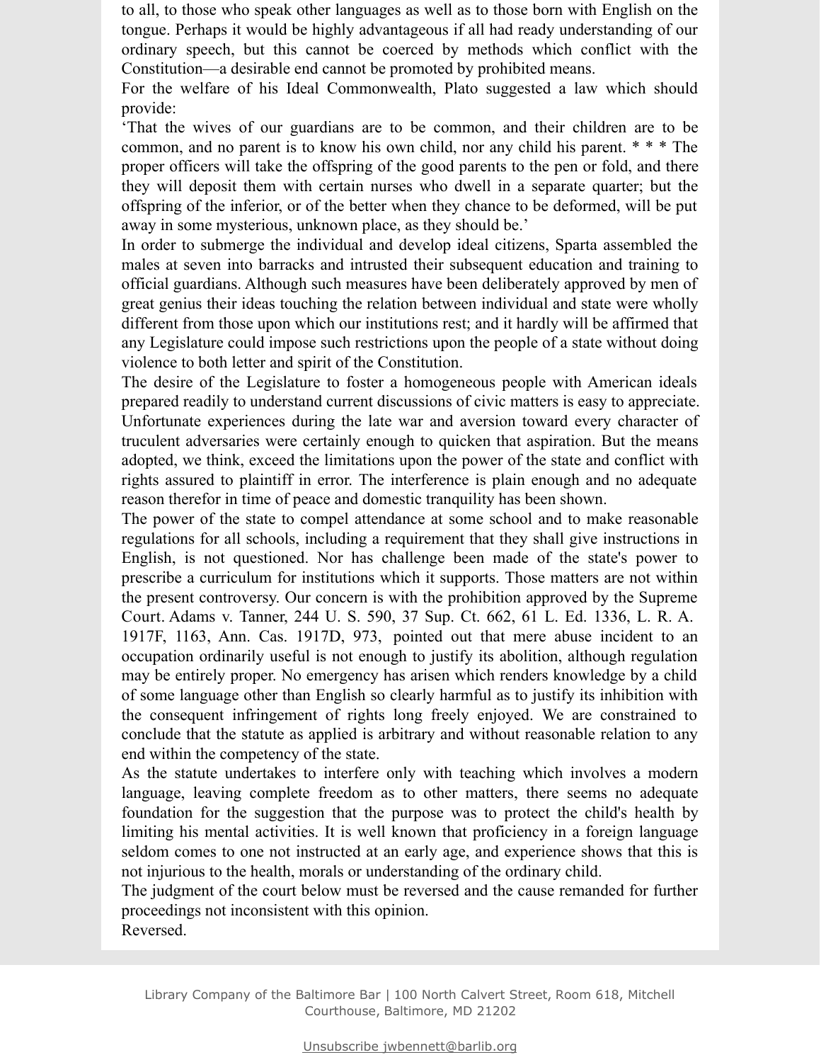to all, to those who speak other languages as well as to those born with English on the tongue. Perhaps it would be highly advantageous if all had ready understanding of our ordinary speech, but this cannot be coerced by methods which conflict with the Constitution—a desirable end cannot be promoted by prohibited means.

For the welfare of his Ideal Commonwealth, Plato suggested a law which should provide:

'That the wives of our guardians are to be common, and their children are to be common, and no parent is to know his own child, nor any child his parent. * * * The proper officers will take the offspring of the good parents to the pen or fold, and there they will deposit them with certain nurses who dwell in a separate quarter; but the offspring of the inferior, or of the better when they chance to be deformed, will be put away in some mysterious, unknown place, as they should be.'

In order to submerge the individual and develop ideal citizens, Sparta assembled the males at seven into barracks and intrusted their subsequent education and training to official guardians. Although such measures have been deliberately approved by men of great genius their ideas touching the relation between individual and state were wholly different from those upon which our institutions rest; and it hardly will be affirmed that any Legislature could impose such restrictions upon the people of a state without doing violence to both letter and spirit of the Constitution.

The desire of the Legislature to foster a homogeneous people with American ideals prepared readily to understand current discussions of civic matters is easy to appreciate. Unfortunate experiences during the late war and aversion toward every character of truculent adversaries were certainly enough to quicken that aspiration. But the means adopted, we think, exceed the limitations upon the power of the state and conflict with rights assured to plaintiff in error. The interference is plain enough and no adequate reason therefor in time of peace and domestic tranquility has been shown.

The power of the state to compel attendance at some school and to make reasonable regulations for all schools, including a requirement that they shall give instructions in English, is not questioned. Nor has challenge been made of the state's power to prescribe a curriculum for institutions which it supports. Those matters are not within the present controversy. Our concern is with the prohibition approved by the Supreme Court. Adams v. Tanner, 244 U. S. 590, 37 Sup. Ct. 662, 61 L. Ed. 1336, L. R. A. 1917F, 1163, Ann. Cas. 1917D, 973, pointed out that mere abuse incident to an occupation ordinarily useful is not enough to justify its abolition, although regulation may be entirely proper. No emergency has arisen which renders knowledge by a child of some language other than English so clearly harmful as to justify its inhibition with the consequent infringement of rights long freely enjoyed. We are constrained to conclude that the statute as applied is arbitrary and without reasonable relation to any end within the competency of the state.

As the statute undertakes to interfere only with teaching which involves a modern language, leaving complete freedom as to other matters, there seems no adequate foundation for the suggestion that the purpose was to protect the child's health by limiting his mental activities. It is well known that proficiency in a foreign language seldom comes to one not instructed at an early age, and experience shows that this is not injurious to the health, morals or understanding of the ordinary child.

The judgment of the court below must be reversed and the cause remanded for further proceedings not inconsistent with this opinion.

Reversed.

Library Company of the Baltimore Bar | 100 North Calvert Street, Room 618, Mitchell Courthouse, Baltimore, MD 21202

Unsubscribe jwbennett@barlib.org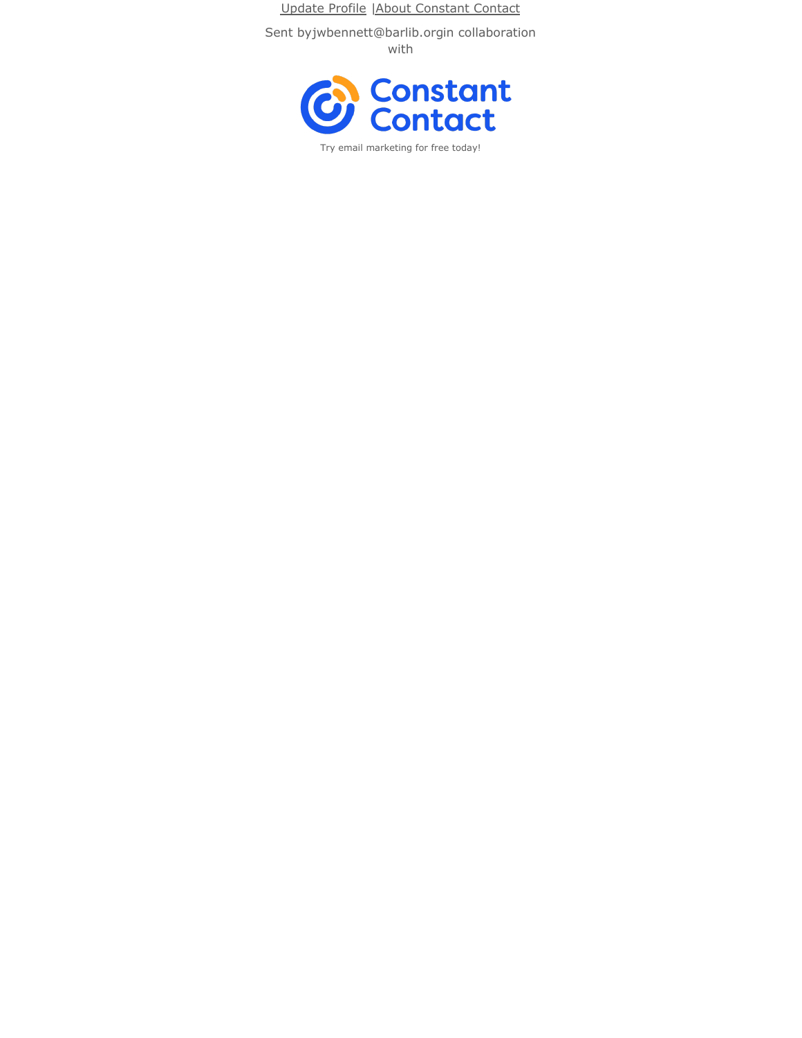Update Profile |About Constant Contact

Sent byjwbennett@barlib.orgin collaboration with

Constant Contact

Try email marketing for free today!